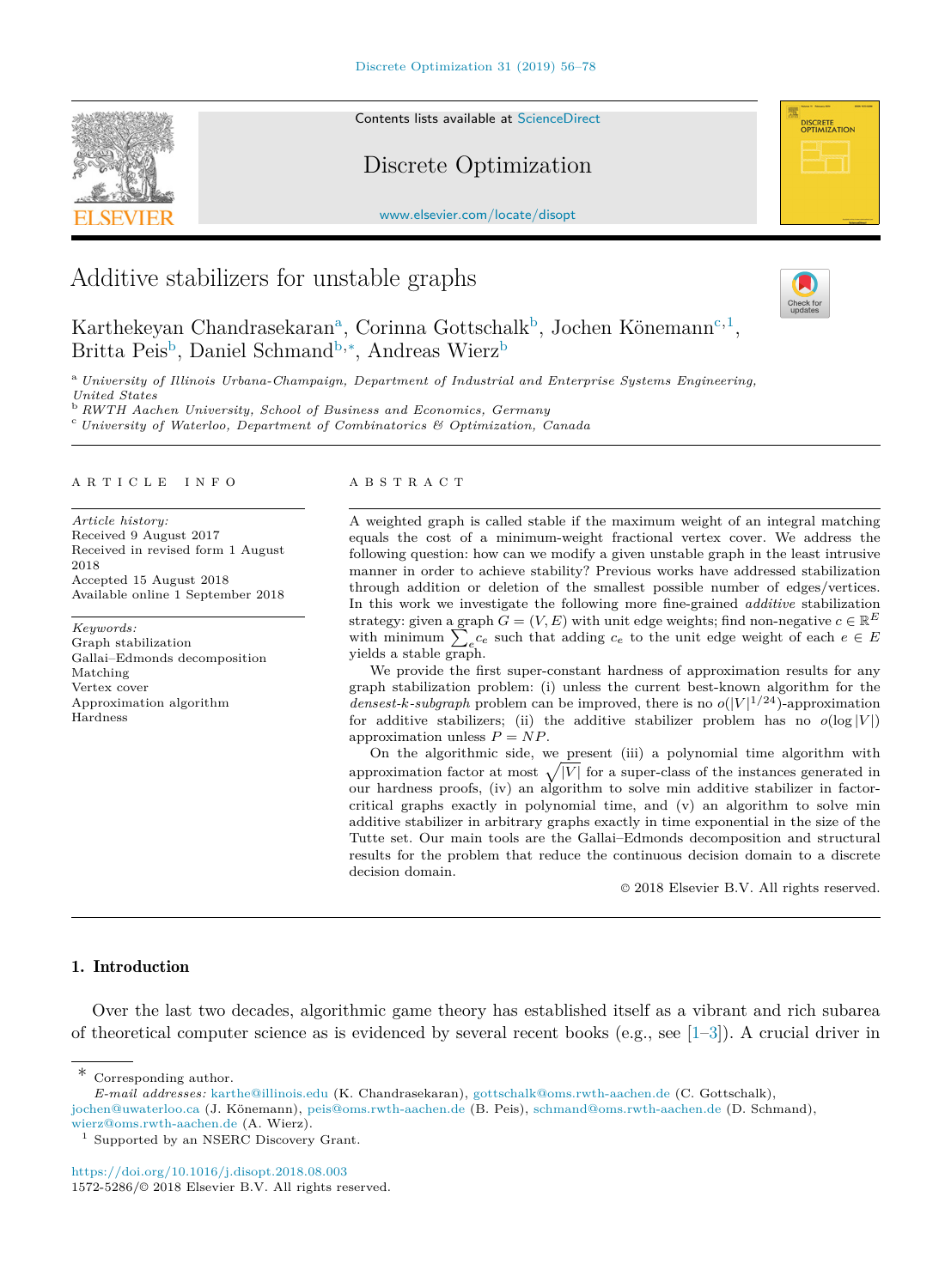# Additive stabilizers for unstable graphs

Karthekeyan Chandrasekaran[a], Corinna Gottschalk[b], Jochen Könemann[c,1], Britta Peis[b], Daniel Schmand[b,*], Andreas Wierz[b]

[a] *University of Illinois Urbana-Champaign, Department of Industrial and Enterprise Systems Engineering, United States*
[b] *RWTH Aachen University, School of Business and Economics, Germany*
[c] *University of Waterloo, Department of Combinatorics & Optimization, Canada*

ARTICLE INFO

*Article history:*
Received 9 August 2017
Received in revised form 1 August 2018
Accepted 15 August 2018
Available online 1 September 2018

*Keywords:*
Graph stabilization
Gallai–Edmonds decomposition
Matching
Vertex cover
Approximation algorithm
Hardness

ABSTRACT

A weighted graph is called stable if the maximum weight of an integral matching equals the cost of a minimum-weight fractional vertex cover. We address the following question: how can we modify a given unstable graph in the least intrusive manner in order to achieve stability? Previous works have addressed stabilization through addition or deletion of the smallest possible number of edges/vertices. In this work we investigate the following more fine-grained *additive* stabilization strategy: given a graph $G = (V, E)$ with unit edge weights; find non-negative $c \in \mathbb{R}^E$ with minimum $\sum_e c_e$ such that adding $c_e$ to the unit edge weight of each $e \in E$ yields a stable graph.

We provide the first super-constant hardness of approximation results for any graph stabilization problem: (i) unless the current best-known algorithm for the *densest-k-subgraph* problem can be improved, there is no $o(|V|^{1/24})$-approximation for additive stabilizers; (ii) the additive stabilizer problem has no $o(\log |V|)$ approximation unless $P = NP$.

On the algorithmic side, we present (iii) a polynomial time algorithm with approximation factor at most $\sqrt{|V|}$ for a super-class of the instances generated in our hardness proofs, (iv) an algorithm to solve min additive stabilizer in factor-critical graphs exactly in polynomial time, and (v) an algorithm to solve min additive stabilizer in arbitrary graphs exactly in time exponential in the size of the Tutte set. Our main tools are the Gallai–Edmonds decomposition and structural results for the problem that reduce the continuous decision domain to a discrete decision domain.

© 2018 Elsevier B.V. All rights reserved.

## 1. Introduction

Over the last two decades, algorithmic game theory has established itself as a vibrant and rich subarea of theoretical computer science as is evidenced by several recent books (e.g., see [1–3]). A crucial driver in

---

* Corresponding author.
*E-mail addresses:* karthe@illinois.edu (K. Chandrasekaran), gottschalk@oms.rwth-aachen.de (C. Gottschalk), jochen@uwaterloo.ca (J. Könemann), peis@oms.rwth-aachen.de (B. Peis), schmand@oms.rwth-aachen.de (D. Schmand), wierz@oms.rwth-aachen.de (A. Wierz).
[1] Supported by an NSERC Discovery Grant.

https://doi.org/10.1016/j.disopt.2018.08.003
1572-5286/© 2018 Elsevier B.V. All rights reserved.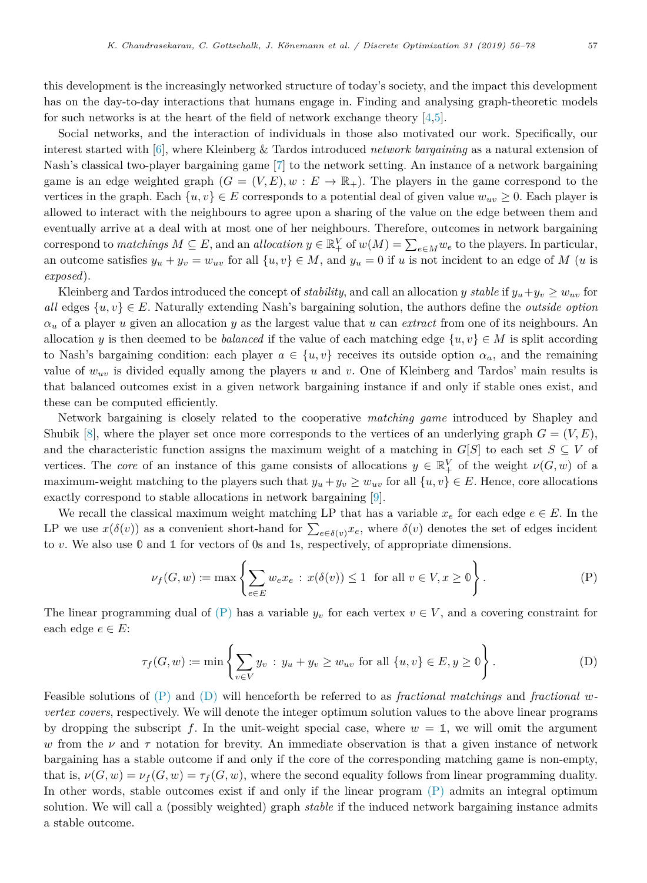this development is the increasingly networked structure of today's society, and the impact this development has on the day-to-day interactions that humans engage in. Finding and analysing graph-theoretic models for such networks is at the heart of the field of network exchange theory [4,5].

Social networks, and the interaction of individuals in those also motivated our work. Specifically, our interest started with [6], where Kleinberg & Tardos introduced *network bargaining* as a natural extension of Nash's classical two-player bargaining game [7] to the network setting. An instance of a network bargaining game is an edge weighted graph $(G = (V, E), w : E \to \mathbb{R}_+)$. The players in the game correspond to the vertices in the graph. Each $\{u, v\} \in E$ corresponds to a potential deal of given value $w_{uv} \geq 0$. Each player is allowed to interact with the neighbours to agree upon a sharing of the value on the edge between them and eventually arrive at a deal with at most one of her neighbours. Therefore, outcomes in network bargaining correspond to *matchings* $M \subseteq E$, and an *allocation* $y \in \mathbb{R}^V_+$ of $w(M) = \sum_{e \in M} w_e$ to the players. In particular, an outcome satisfies $y_u + y_v = w_{uv}$ for all $\{u, v\} \in M$, and $y_u = 0$ if $u$ is not incident to an edge of $M$ ($u$ is *exposed*).

Kleinberg and Tardos introduced the concept of *stability*, and call an allocation $y$ *stable* if $y_u + y_v \geq w_{uv}$ for *all* edges $\{u, v\} \in E$. Naturally extending Nash's bargaining solution, the authors define the *outside option* $\alpha_u$ of a player $u$ given an allocation $y$ as the largest value that $u$ can *extract* from one of its neighbours. An allocation $y$ is then deemed to be *balanced* if the value of each matching edge $\{u, v\} \in M$ is split according to Nash's bargaining condition: each player $a \in \{u, v\}$ receives its outside option $\alpha_a$, and the remaining value of $w_{uv}$ is divided equally among the players $u$ and $v$. One of Kleinberg and Tardos' main results is that balanced outcomes exist in a given network bargaining instance if and only if stable ones exist, and these can be computed efficiently.

Network bargaining is closely related to the cooperative *matching game* introduced by Shapley and Shubik [8], where the player set once more corresponds to the vertices of an underlying graph $G = (V, E)$, and the characteristic function assigns the maximum weight of a matching in $G[S]$ to each set $S \subseteq V$ of vertices. The *core* of an instance of this game consists of allocations $y \in \mathbb{R}^V_+$ of the weight $\nu(G, w)$ of a maximum-weight matching to the players such that $y_u + y_v \geq w_{uv}$ for all $\{u, v\} \in E$. Hence, core allocations exactly correspond to stable allocations in network bargaining [9].

We recall the classical maximum weight matching LP that has a variable $x_e$ for each edge $e \in E$. In the LP we use $x(\delta(v))$ as a convenient short-hand for $\sum_{e \in \delta(v)} x_e$, where $\delta(v)$ denotes the set of edges incident to $v$. We also use $\mathbb{0}$ and $\mathbb{1}$ for vectors of 0s and 1s, respectively, of appropriate dimensions.

$$\nu_f(G, w) := \max \left\{ \sum_{e \in E} w_e x_e \ : \ x(\delta(v)) \leq 1 \ \text{ for all } v \in V, x \geq \mathbb{0} \right\}. \tag{P}$$

The linear programming dual of (P) has a variable $y_v$ for each vertex $v \in V$, and a covering constraint for each edge $e \in E$:

$$\tau_f(G, w) := \min \left\{ \sum_{v \in V} y_v \ : \ y_u + y_v \geq w_{uv} \text{ for all } \{u, v\} \in E, y \geq \mathbb{0} \right\}. \tag{D}$$

Feasible solutions of (P) and (D) will henceforth be referred to as *fractional matchings* and *fractional w-vertex covers*, respectively. We will denote the integer optimum solution values to the above linear programs by dropping the subscript $f$. In the unit-weight special case, where $w = \mathbb{1}$, we will omit the argument $w$ from the $\nu$ and $\tau$ notation for brevity. An immediate observation is that a given instance of network bargaining has a stable outcome if and only if the core of the corresponding matching game is non-empty, that is, $\nu(G, w) = \nu_f(G, w) = \tau_f(G, w)$, where the second equality follows from linear programming duality. In other words, stable outcomes exist if and only if the linear program (P) admits an integral optimum solution. We will call a (possibly weighted) graph *stable* if the induced network bargaining instance admits a stable outcome.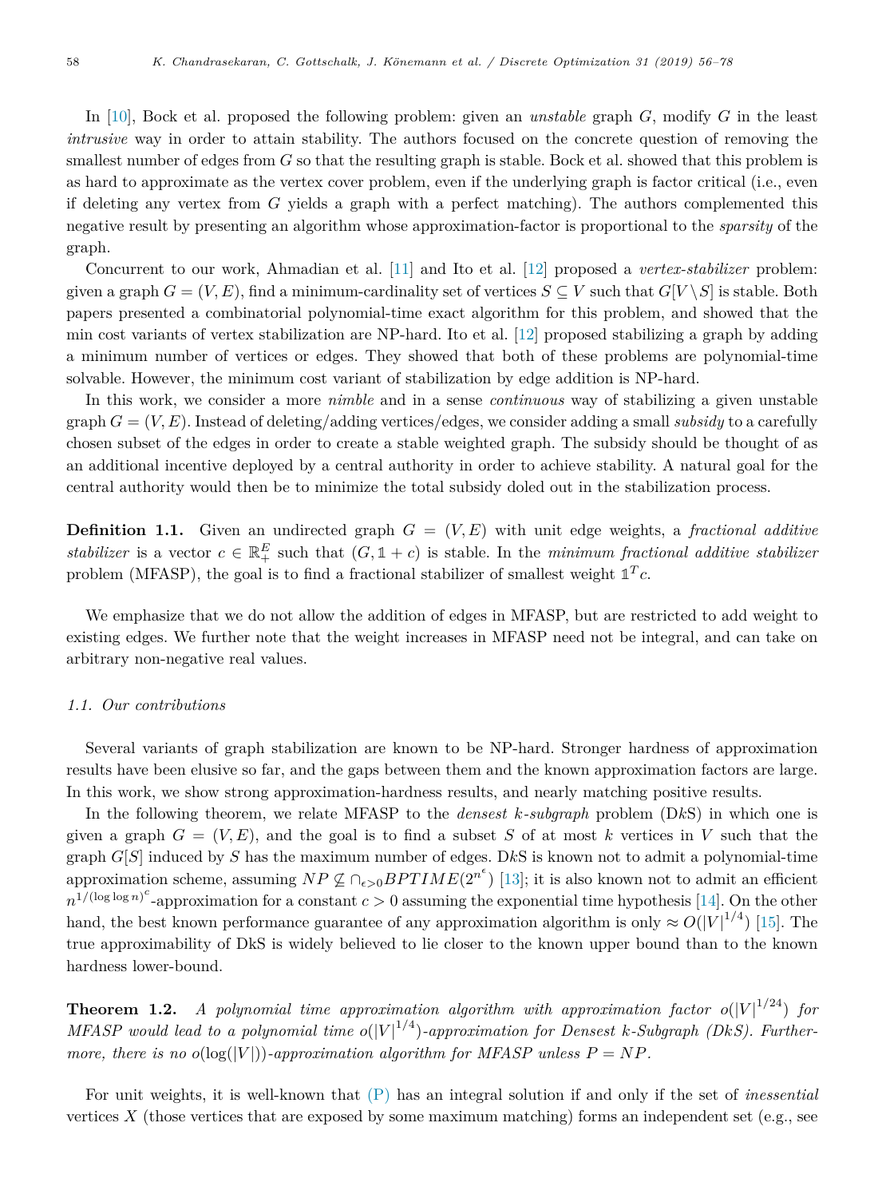In [10], Bock et al. proposed the following problem: given an *unstable* graph $G$, modify $G$ in the least *intrusive* way in order to attain stability. The authors focused on the concrete question of removing the smallest number of edges from $G$ so that the resulting graph is stable. Bock et al. showed that this problem is as hard to approximate as the vertex cover problem, even if the underlying graph is factor critical (i.e., even if deleting any vertex from $G$ yields a graph with a perfect matching). The authors complemented this negative result by presenting an algorithm whose approximation-factor is proportional to the *sparsity* of the graph.

Concurrent to our work, Ahmadian et al. [11] and Ito et al. [12] proposed a *vertex-stabilizer* problem: given a graph $G = (V, E)$, find a minimum-cardinality set of vertices $S \subseteq V$ such that $G[V \setminus S]$ is stable. Both papers presented a combinatorial polynomial-time exact algorithm for this problem, and showed that the min cost variants of vertex stabilization are NP-hard. Ito et al. [12] proposed stabilizing a graph by adding a minimum number of vertices or edges. They showed that both of these problems are polynomial-time solvable. However, the minimum cost variant of stabilization by edge addition is NP-hard.

In this work, we consider a more *nimble* and in a sense *continuous* way of stabilizing a given unstable graph $G = (V, E)$. Instead of deleting/adding vertices/edges, we consider adding a small *subsidy* to a carefully chosen subset of the edges in order to create a stable weighted graph. The subsidy should be thought of as an additional incentive deployed by a central authority in order to achieve stability. A natural goal for the central authority would then be to minimize the total subsidy doled out in the stabilization process.

**Definition 1.1.** Given an undirected graph $G = (V, E)$ with unit edge weights, a *fractional additive stabilizer* is a vector $c \in \mathbb{R}^E_+$ such that $(G, \mathbb{1} + c)$ is stable. In the *minimum fractional additive stabilizer* problem (MFASP), the goal is to find a fractional stabilizer of smallest weight $\mathbb{1}^T c$.

We emphasize that we do not allow the addition of edges in MFASP, but are restricted to add weight to existing edges. We further note that the weight increases in MFASP need not be integral, and can take on arbitrary non-negative real values.

### 1.1. Our contributions

Several variants of graph stabilization are known to be NP-hard. Stronger hardness of approximation results have been elusive so far, and the gaps between them and the known approximation factors are large. In this work, we show strong approximation-hardness results, and nearly matching positive results.

In the following theorem, we relate MFASP to the *densest k-subgraph* problem (D$k$S) in which one is given a graph $G = (V, E)$, and the goal is to find a subset $S$ of at most $k$ vertices in $V$ such that the graph $G[S]$ induced by $S$ has the maximum number of edges. D$k$S is known not to admit a polynomial-time approximation scheme, assuming $NP \nsubseteq \cap_{\epsilon>0} BPTIME(2^{n^\epsilon})$ [13]; it is also known not to admit an efficient $n^{1/(\log\log n)^c}$-approximation for a constant $c > 0$ assuming the exponential time hypothesis [14]. On the other hand, the best known performance guarantee of any approximation algorithm is only $\approx O(|V|^{1/4})$ [15]. The true approximability of DkS is widely believed to lie closer to the known upper bound than to the known hardness lower-bound.

**Theorem 1.2.** *A polynomial time approximation algorithm with approximation factor $o(|V|^{1/24})$ for MFASP would lead to a polynomial time $o(|V|^{1/4})$-approximation for Densest k-Subgraph (DkS). Furthermore, there is no $o(\log(|V|))$-approximation algorithm for MFASP unless $P = NP$.*

For unit weights, it is well-known that (P) has an integral solution if and only if the set of *inessential* vertices $X$ (those vertices that are exposed by some maximum matching) forms an independent set (e.g., see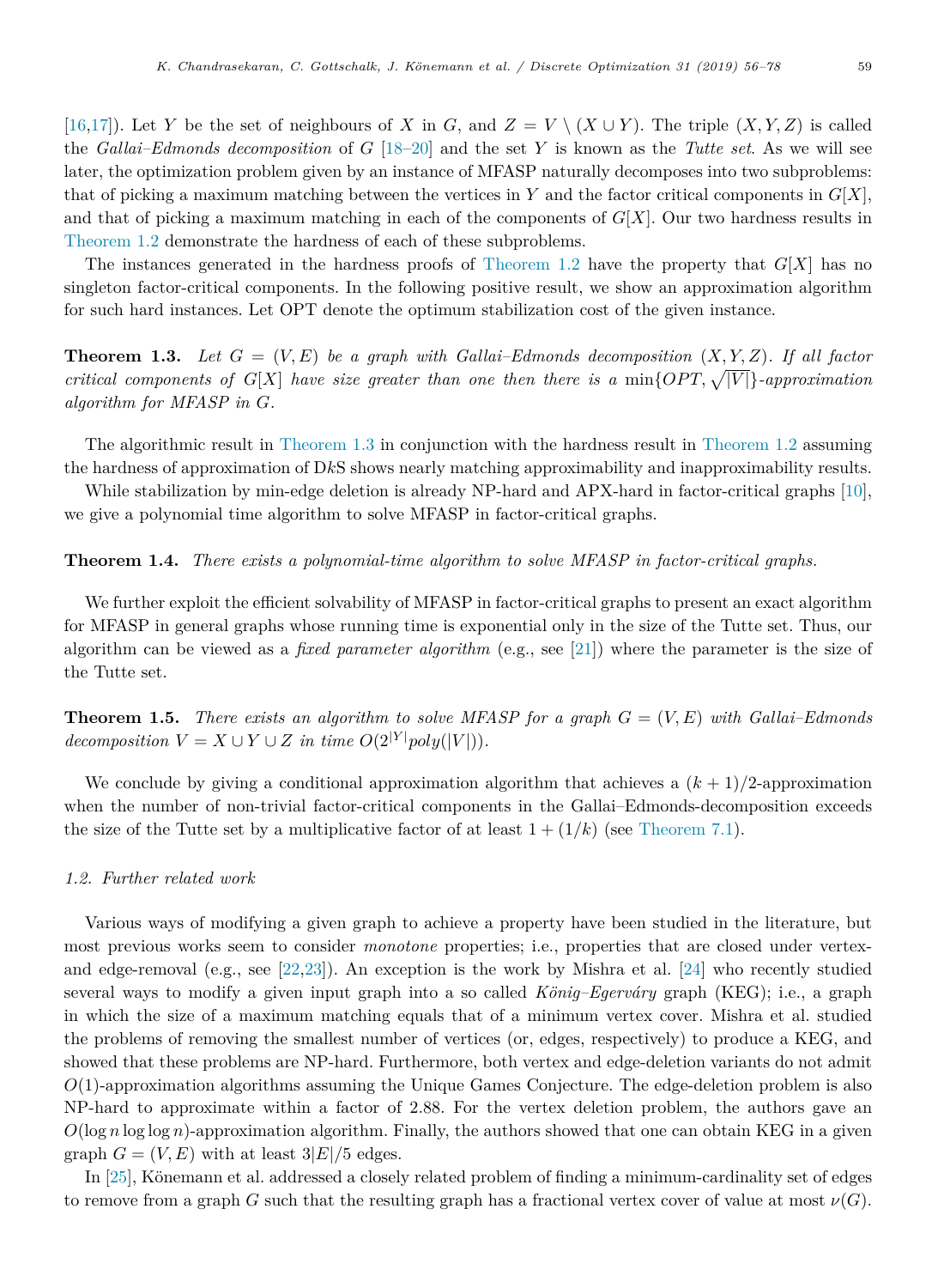[16,17]). Let $Y$ be the set of neighbours of $X$ in $G$, and $Z = V \setminus (X \cup Y)$. The triple $(X, Y, Z)$ is called the *Gallai–Edmonds decomposition* of $G$ [18–20] and the set $Y$ is known as the *Tutte set*. As we will see later, the optimization problem given by an instance of MFASP naturally decomposes into two subproblems: that of picking a maximum matching between the vertices in $Y$ and the factor critical components in $G[X]$, and that of picking a maximum matching in each of the components of $G[X]$. Our two hardness results in Theorem 1.2 demonstrate the hardness of each of these subproblems.

The instances generated in the hardness proofs of Theorem 1.2 have the property that $G[X]$ has no singleton factor-critical components. In the following positive result, we show an approximation algorithm for such hard instances. Let OPT denote the optimum stabilization cost of the given instance.

**Theorem 1.3.** *Let $G = (V, E)$ be a graph with Gallai–Edmonds decomposition $(X, Y, Z)$. If all factor critical components of $G[X]$ have size greater than one then there is a $\min\{OPT, \sqrt{|V|}\}$-approximation algorithm for MFASP in $G$.*

The algorithmic result in Theorem 1.3 in conjunction with the hardness result in Theorem 1.2 assuming the hardness of approximation of D$k$S shows nearly matching approximability and inapproximability results.

While stabilization by min-edge deletion is already NP-hard and APX-hard in factor-critical graphs [10], we give a polynomial time algorithm to solve MFASP in factor-critical graphs.

**Theorem 1.4.** *There exists a polynomial-time algorithm to solve MFASP in factor-critical graphs.*

We further exploit the efficient solvability of MFASP in factor-critical graphs to present an exact algorithm for MFASP in general graphs whose running time is exponential only in the size of the Tutte set. Thus, our algorithm can be viewed as a *fixed parameter algorithm* (e.g., see [21]) where the parameter is the size of the Tutte set.

**Theorem 1.5.** *There exists an algorithm to solve MFASP for a graph $G = (V, E)$ with Gallai–Edmonds decomposition $V = X \cup Y \cup Z$ in time $O(2^{|Y|} poly(|V|))$.*

We conclude by giving a conditional approximation algorithm that achieves a $(k + 1)/2$-approximation when the number of non-trivial factor-critical components in the Gallai–Edmonds-decomposition exceeds the size of the Tutte set by a multiplicative factor of at least $1 + (1/k)$ (see Theorem 7.1).

### *1.2. Further related work*

Various ways of modifying a given graph to achieve a property have been studied in the literature, but most previous works seem to consider *monotone* properties; i.e., properties that are closed under vertex- and edge-removal (e.g., see [22,23]). An exception is the work by Mishra et al. [24] who recently studied several ways to modify a given input graph into a so called *König–Egerváry* graph (KEG); i.e., a graph in which the size of a maximum matching equals that of a minimum vertex cover. Mishra et al. studied the problems of removing the smallest number of vertices (or, edges, respectively) to produce a KEG, and showed that these problems are NP-hard. Furthermore, both vertex and edge-deletion variants do not admit $O(1)$-approximation algorithms assuming the Unique Games Conjecture. The edge-deletion problem is also NP-hard to approximate within a factor of 2.88. For the vertex deletion problem, the authors gave an $O(\log n \log\log n)$-approximation algorithm. Finally, the authors showed that one can obtain KEG in a given graph $G = (V, E)$ with at least $3|E|/5$ edges.

In [25], Könemann et al. addressed a closely related problem of finding a minimum-cardinality set of edges to remove from a graph $G$ such that the resulting graph has a fractional vertex cover of value at most $\nu(G)$.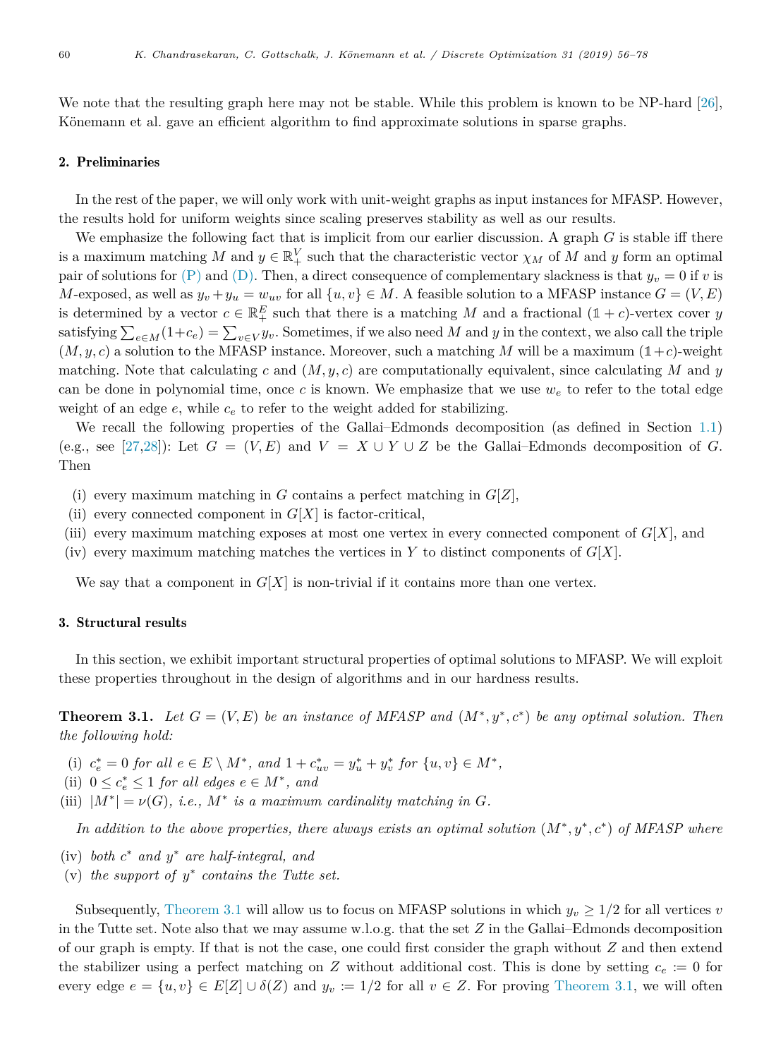We note that the resulting graph here may not be stable. While this problem is known to be NP-hard [26], Könemann et al. gave an efficient algorithm to find approximate solutions in sparse graphs.

## 2. Preliminaries

In the rest of the paper, we will only work with unit-weight graphs as input instances for MFASP. However, the results hold for uniform weights since scaling preserves stability as well as our results.

We emphasize the following fact that is implicit from our earlier discussion. A graph $G$ is stable iff there is a maximum matching $M$ and $y \in \mathbb{R}_+^V$ such that the characteristic vector $\chi_M$ of $M$ and $y$ form an optimal pair of solutions for (P) and (D). Then, a direct consequence of complementary slackness is that $y_v = 0$ if $v$ is $M$-exposed, as well as $y_v + y_u = w_{uv}$ for all $\{u, v\} \in M$. A feasible solution to a MFASP instance $G = (V, E)$ is determined by a vector $c \in \mathbb{R}_+^E$ such that there is a matching $M$ and a fractional $(\mathbb{1} + c)$-vertex cover $y$ satisfying $\sum_{e \in M}(1+c_e) = \sum_{v \in V} y_v$. Sometimes, if we also need $M$ and $y$ in the context, we also call the triple $(M, y, c)$ a solution to the MFASP instance. Moreover, such a matching $M$ will be a maximum $(\mathbb{1}+c)$-weight matching. Note that calculating $c$ and $(M, y, c)$ are computationally equivalent, since calculating $M$ and $y$ can be done in polynomial time, once $c$ is known. We emphasize that we use $w_e$ to refer to the total edge weight of an edge $e$, while $c_e$ to refer to the weight added for stabilizing.

We recall the following properties of the Gallai–Edmonds decomposition (as defined in Section 1.1) (e.g., see [27,28]): Let $G = (V, E)$ and $V = X \cup Y \cup Z$ be the Gallai–Edmonds decomposition of $G$. Then

(i) every maximum matching in $G$ contains a perfect matching in $G[Z]$,
(ii) every connected component in $G[X]$ is factor-critical,
(iii) every maximum matching exposes at most one vertex in every connected component of $G[X]$, and
(iv) every maximum matching matches the vertices in $Y$ to distinct components of $G[X]$.

We say that a component in $G[X]$ is non-trivial if it contains more than one vertex.

## 3. Structural results

In this section, we exhibit important structural properties of optimal solutions to MFASP. We will exploit these properties throughout in the design of algorithms and in our hardness results.

**Theorem 3.1.** *Let $G = (V, E)$ be an instance of MFASP and $(M^*, y^*, c^*)$ be any optimal solution. Then the following hold:*

(i) *$c_e^* = 0$ for all $e \in E \setminus M^*$, and $1 + c_{uv}^* = y_u^* + y_v^*$ for $\{u, v\} \in M^*$,*
(ii) *$0 \le c_e^* \le 1$ for all edges $e \in M^*$, and*
(iii) *$|M^*| = \nu(G)$, i.e., $M^*$ is a maximum cardinality matching in $G$.*

*In addition to the above properties, there always exists an optimal solution $(M^*, y^*, c^*)$ of MFASP where*

(iv) *both $c^*$ and $y^*$ are half-integral, and*
(v) *the support of $y^*$ contains the Tutte set.*

Subsequently, Theorem 3.1 will allow us to focus on MFASP solutions in which $y_v \ge 1/2$ for all vertices $v$ in the Tutte set. Note also that we may assume w.l.o.g. that the set $Z$ in the Gallai–Edmonds decomposition of our graph is empty. If that is not the case, one could first consider the graph without $Z$ and then extend the stabilizer using a perfect matching on $Z$ without additional cost. This is done by setting $c_e := 0$ for every edge $e = \{u, v\} \in E[Z] \cup \delta(Z)$ and $y_v := 1/2$ for all $v \in Z$. For proving Theorem 3.1, we will often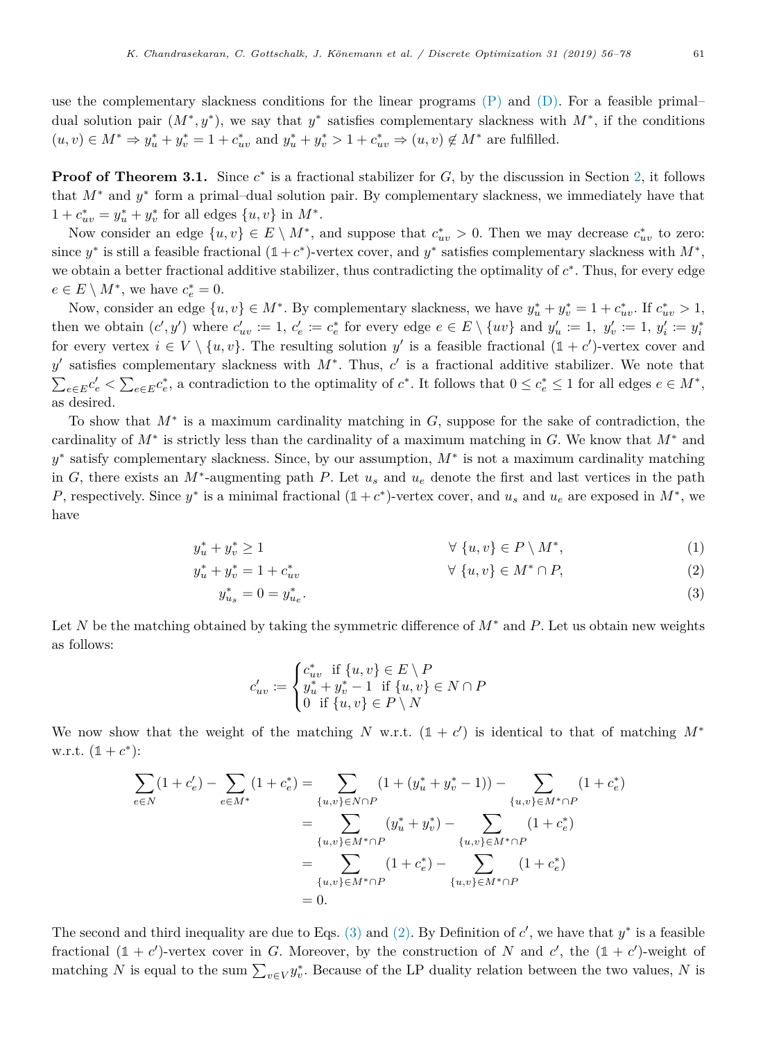use the complementary slackness conditions for the linear programs (P) and (D). For a feasible primal–dual solution pair $(M^*, y^*)$, we say that $y^*$ satisfies complementary slackness with $M^*$, if the conditions $(u,v) \in M^* \Rightarrow y^*_u + y^*_v = 1 + c^*_{uv}$ and $y^*_u + y^*_v > 1 + c^*_{uv} \Rightarrow (u,v) \notin M^*$ are fulfilled.

**Proof of Theorem 3.1.** Since $c^*$ is a fractional stabilizer for $G$, by the discussion in Section 2, it follows that $M^*$ and $y^*$ form a primal–dual solution pair. By complementary slackness, we immediately have that $1 + c^*_{uv} = y^*_u + y^*_v$ for all edges $\{u,v\}$ in $M^*$.

Now consider an edge $\{u,v\} \in E \setminus M^*$, and suppose that $c^*_{uv} > 0$. Then we may decrease $c^*_{uv}$ to zero: since $y^*$ is still a feasible fractional $(\mathbb{1} + c^*)$-vertex cover, and $y^*$ satisfies complementary slackness with $M^*$, we obtain a better fractional additive stabilizer, thus contradicting the optimality of $c^*$. Thus, for every edge $e \in E \setminus M^*$, we have $c^*_e = 0$.

Now, consider an edge $\{u,v\} \in M^*$. By complementary slackness, we have $y^*_u + y^*_v = 1 + c^*_{uv}$. If $c^*_{uv} > 1$, then we obtain $(c', y')$ where $c'_{uv} := 1$, $c'_e := c^*_e$ for every edge $e \in E \setminus \{uv\}$ and $y'_u := 1$, $y'_v := 1$, $y'_i := y^*_i$ for every vertex $i \in V \setminus \{u,v\}$. The resulting solution $y'$ is a feasible fractional $(\mathbb{1} + c')$-vertex cover and $y'$ satisfies complementary slackness with $M^*$. Thus, $c'$ is a fractional additive stabilizer. We note that $\sum_{e \in E} c'_e < \sum_{e \in E} c^*_e$, a contradiction to the optimality of $c^*$. It follows that $0 \le c^*_e \le 1$ for all edges $e \in M^*$, as desired.

To show that $M^*$ is a maximum cardinality matching in $G$, suppose for the sake of contradiction, the cardinality of $M^*$ is strictly less than the cardinality of a maximum matching in $G$. We know that $M^*$ and $y^*$ satisfy complementary slackness. Since, by our assumption, $M^*$ is not a maximum cardinality matching in $G$, there exists an $M^*$-augmenting path $P$. Let $u_s$ and $u_e$ denote the first and last vertices in the path $P$, respectively. Since $y^*$ is a minimal fractional $(\mathbb{1} + c^*)$-vertex cover, and $u_s$ and $u_e$ are exposed in $M^*$, we have

$$y^*_u + y^*_v \ge 1 \qquad \forall\ \{u,v\} \in P \setminus M^*, \tag{1}$$

$$y^*_u + y^*_v = 1 + c^*_{uv} \qquad \forall\ \{u,v\} \in M^* \cap P, \tag{2}$$

$$y^*_{u_s} = 0 = y^*_{u_e}. \tag{3}$$

Let $N$ be the matching obtained by taking the symmetric difference of $M^*$ and $P$. Let us obtain new weights as follows:

$$c'_{uv} := \begin{cases} c^*_{uv} & \text{if } \{u,v\} \in E \setminus P \\ y^*_u + y^*_v - 1 & \text{if } \{u,v\} \in N \cap P \\ 0 & \text{if } \{u,v\} \in P \setminus N \end{cases}$$

We now show that the weight of the matching $N$ w.r.t. $(\mathbb{1} + c')$ is identical to that of matching $M^*$ w.r.t. $(\mathbb{1} + c^*)$:

$$\begin{aligned}
\sum_{e \in N} (1 + c'_e) - \sum_{e \in M^*} (1 + c^*_e) &= \sum_{\{u,v\} \in N \cap P} (1 + (y^*_u + y^*_v - 1)) - \sum_{\{u,v\} \in M^* \cap P} (1 + c^*_e) \\
&= \sum_{\{u,v\} \in M^* \cap P} (y^*_u + y^*_v) - \sum_{\{u,v\} \in M^* \cap P} (1 + c^*_e) \\
&= \sum_{\{u,v\} \in M^* \cap P} (1 + c^*_e) - \sum_{\{u,v\} \in M^* \cap P} (1 + c^*_e) \\
&= 0.
\end{aligned}$$

The second and third inequality are due to Eqs. (3) and (2). By Definition of $c'$, we have that $y^*$ is a feasible fractional $(\mathbb{1} + c')$-vertex cover in $G$. Moreover, by the construction of $N$ and $c'$, the $(\mathbb{1} + c')$-weight of matching $N$ is equal to the sum $\sum_{v \in V} y^*_v$. Because of the LP duality relation between the two values, $N$ is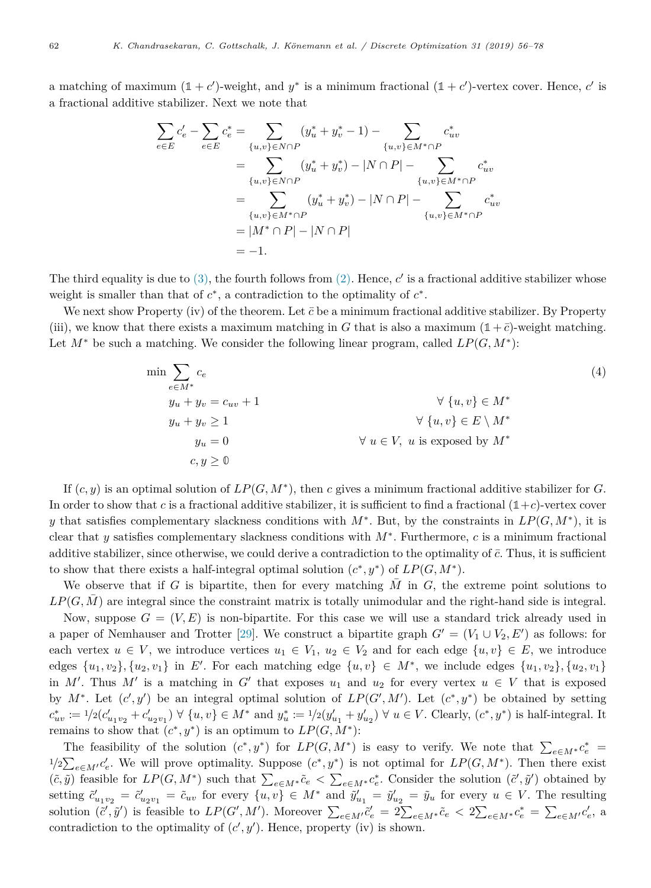a matching of maximum $(\mathbb{1} + c')$-weight, and $y^*$ is a minimum fractional $(\mathbb{1} + c')$-vertex cover. Hence, $c'$ is a fractional additive stabilizer. Next we note that

$$
\begin{aligned}
\sum_{e \in E} c'_e - \sum_{e \in E} c^*_e &= \sum_{\{u,v\} \in N \cap P} (y^*_u + y^*_v - 1) - \sum_{\{u,v\} \in M^* \cap P} c^*_{uv} \\
&= \sum_{\{u,v\} \in N \cap P} (y^*_u + y^*_v) - |N \cap P| - \sum_{\{u,v\} \in M^* \cap P} c^*_{uv} \\
&= \sum_{\{u,v\} \in M^* \cap P} (y^*_u + y^*_v) - |N \cap P| - \sum_{\{u,v\} \in M^* \cap P} c^*_{uv} \\
&= |M^* \cap P| - |N \cap P| \\
&= -1.
\end{aligned}
$$

The third equality is due to (3), the fourth follows from (2). Hence, $c'$ is a fractional additive stabilizer whose weight is smaller than that of $c^*$, a contradiction to the optimality of $c^*$.

We next show Property (iv) of the theorem. Let $\bar{c}$ be a minimum fractional additive stabilizer. By Property (iii), we know that there exists a maximum matching in $G$ that is also a maximum $(\mathbb{1} + \bar{c})$-weight matching. Let $M^*$ be such a matching. We consider the following linear program, called $LP(G, M^*)$:

$$
\begin{aligned}
\min \sum_{e \in M^*} c_e & & (4) \\
y_u + y_v = c_{uv} + 1 & \quad \forall \{u,v\} \in M^* \\
y_u + y_v \geq 1 & \quad \forall \{u,v\} \in E \setminus M^* \\
y_u = 0 & \quad \forall u \in V,\ u \text{ is exposed by } M^* \\
c, y \geq \mathbb{0} &
\end{aligned}
$$

If $(c, y)$ is an optimal solution of $LP(G, M^*)$, then $c$ gives a minimum fractional additive stabilizer for $G$. In order to show that $c$ is a fractional additive stabilizer, it is sufficient to find a fractional $(\mathbb{1}+c)$-vertex cover $y$ that satisfies complementary slackness conditions with $M^*$. But, by the constraints in $LP(G, M^*)$, it is clear that $y$ satisfies complementary slackness conditions with $M^*$. Furthermore, $c$ is a minimum fractional additive stabilizer, since otherwise, we could derive a contradiction to the optimality of $\bar{c}$. Thus, it is sufficient to show that there exists a half-integral optimal solution $(c^*, y^*)$ of $LP(G, M^*)$.

We observe that if $G$ is bipartite, then for every matching $\bar{M}$ in $G$, the extreme point solutions to $LP(G, \bar{M})$ are integral since the constraint matrix is totally unimodular and the right-hand side is integral.

Now, suppose $G = (V, E)$ is non-bipartite. For this case we will use a standard trick already used in a paper of Nemhauser and Trotter [29]. We construct a bipartite graph $G' = (V_1 \cup V_2, E')$ as follows: for each vertex $u \in V$, we introduce vertices $u_1 \in V_1$, $u_2 \in V_2$ and for each edge $\{u, v\} \in E$, we introduce edges $\{u_1, v_2\}, \{u_2, v_1\}$ in $E'$. For each matching edge $\{u, v\} \in M^*$, we include edges $\{u_1, v_2\}, \{u_2, v_1\}$ in $M'$. Thus $M'$ is a matching in $G'$ that exposes $u_1$ and $u_2$ for every vertex $u \in V$ that is exposed by $M^*$. Let $(c', y')$ be an integral optimal solution of $LP(G', M')$. Let $(c^*, y^*)$ be obtained by setting $c^*_{uv} := 1/2(c'_{u_1 v_2} + c'_{u_2 v_1})\ \forall \{u, v\} \in M^*$ and $y^*_u := 1/2(y'_{u_1} + y'_{u_2})\ \forall u \in V$. Clearly, $(c^*, y^*)$ is half-integral. It remains to show that $(c^*, y^*)$ is an optimum to $LP(G, M^*)$:

The feasibility of the solution $(c^*, y^*)$ for $LP(G, M^*)$ is easy to verify. We note that $\sum_{e \in M^*} c^*_e = 1/2 \sum_{e \in M'} c'_e$. We will prove optimality. Suppose $(c^*, y^*)$ is not optimal for $LP(G, M^*)$. Then there exist $(\tilde{c}, \tilde{y})$ feasible for $LP(G, M^*)$ such that $\sum_{e \in M^*} \tilde{c}_e < \sum_{e \in M^*} c^*_e$. Consider the solution $(\tilde{c}', \tilde{y}')$ obtained by setting $\tilde{c}'_{u_1 v_2} = \tilde{c}'_{u_2 v_1} = \tilde{c}_{uv}$ for every $\{u, v\} \in M^*$ and $\tilde{y}'_{u_1} = \tilde{y}'_{u_2} = \tilde{y}_u$ for every $u \in V$. The resulting solution $(\tilde{c}', \tilde{y}')$ is feasible to $LP(G', M')$. Moreover $\sum_{e \in M'} \tilde{c}'_e = 2 \sum_{e \in M^*} \tilde{c}_e < 2 \sum_{e \in M^*} c^*_e = \sum_{e \in M'} c'_e$, a contradiction to the optimality of $(c', y')$. Hence, property (iv) is shown.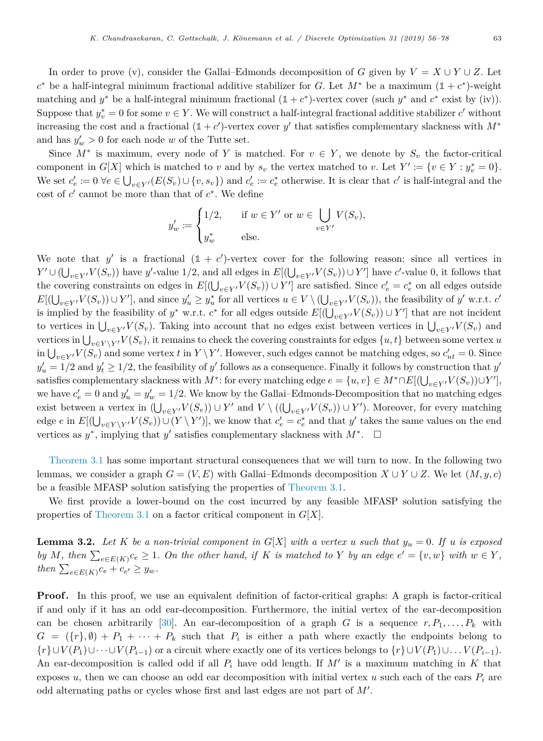In order to prove (v), consider the Gallai–Edmonds decomposition of $G$ given by $V = X \cup Y \cup Z$. Let $c^*$ be a half-integral minimum fractional additive stabilizer for $G$. Let $M^*$ be a maximum $(\mathbb{1} + c^*)$-weight matching and $y^*$ be a half-integral minimum fractional $(\mathbb{1} + c^*)$-vertex cover (such $y^*$ and $c^*$ exist by (iv)). Suppose that $y^*_v = 0$ for some $v \in Y$. We will construct a half-integral fractional additive stabilizer $c'$ without increasing the cost and a fractional $(\mathbb{1} + c')$-vertex cover $y'$ that satisfies complementary slackness with $M^*$ and has $y'_w > 0$ for each node $w$ of the Tutte set.

Since $M^*$ is maximum, every node of $Y$ is matched. For $v \in Y$, we denote by $S_v$ the factor-critical component in $G[X]$ which is matched to $v$ and by $s_v$ the vertex matched to $v$. Let $Y' := \{v \in Y : y^*_v = 0\}$. We set $c'_e := 0 \ \forall e \in \bigcup_{v \in Y'} (E(S_v) \cup \{v, s_v\})$ and $c'_e := c^*_e$ otherwise. It is clear that $c'$ is half-integral and the cost of $c'$ cannot be more than that of $c^*$. We define

$$y'_w := \begin{cases} 1/2, & \text{if } w \in Y' \text{ or } w \in \displaystyle\bigcup_{v \in Y'} V(S_v), \\ y^*_w & \text{else.} \end{cases}$$

We note that $y'$ is a fractional $(\mathbb{1} + c')$-vertex cover for the following reason: since all vertices in $Y' \cup (\bigcup_{v \in Y'} V(S_v))$ have $y'$-value $1/2$, and all edges in $E[(\bigcup_{v \in Y'} V(S_v)) \cup Y']$ have $c'$-value 0, it follows that the covering constraints on edges in $E[(\bigcup_{v \in Y'} V(S_v)) \cup Y']$ are satisfied. Since $c'_e = c^*_e$ on all edges outside $E[(\bigcup_{v \in Y'} V(S_v)) \cup Y']$, and since $y'_u \geq y^*_u$ for all vertices $u \in V \setminus (\bigcup_{v \in Y'} V(S_v))$, the feasibility of $y'$ w.r.t. $c'$ is implied by the feasibility of $y^*$ w.r.t. $c^*$ for all edges outside $E[(\bigcup_{v \in Y'} V(S_v)) \cup Y']$ that are not incident to vertices in $\bigcup_{v \in Y'} V(S_v)$. Taking into account that no edges exist between vertices in $\bigcup_{v \in Y'} V(S_v)$ and vertices in $\bigcup_{v \in Y \setminus Y'} V(S_v)$, it remains to check the covering constraints for edges $\{u, t\}$ between some vertex $u$ in $\bigcup_{v \in Y'} V(S_v)$ and some vertex $t$ in $Y \setminus Y'$. However, such edges cannot be matching edges, so $c'_{ut} = 0$. Since $y'_u = 1/2$ and $y'_t \geq 1/2$, the feasibility of $y'$ follows as a consequence. Finally it follows by construction that $y'$ satisfies complementary slackness with $M^*$: for every matching edge $e = \{u, v\} \in M^* \cap E[(\bigcup_{v \in Y'} V(S_v)) \cup Y']$, we have $c'_e = 0$ and $y'_u = y'_w = 1/2$. We know by the Gallai–Edmonds-Decomposition that no matching edges exist between a vertex in $(\bigcup_{v \in Y'} V(S_v)) \cup Y'$ and $V \setminus ((\bigcup_{v \in Y'} V(S_v)) \cup Y')$. Moreover, for every matching edge $e$ in $E[(\bigcup_{v \in Y \setminus Y'} V(S_v)) \cup (Y \setminus Y')]$, we know that $c'_e = c^*_e$ and that $y'$ takes the same values on the end vertices as $y^*$, implying that $y'$ satisfies complementary slackness with $M^*$. $\square$

Theorem 3.1 has some important structural consequences that we will turn to now. In the following two lemmas, we consider a graph $G = (V, E)$ with Gallai–Edmonds decomposition $X \cup Y \cup Z$. We let $(M, y, c)$ be a feasible MFASP solution satisfying the properties of Theorem 3.1.

We first provide a lower-bound on the cost incurred by any feasible MFASP solution satisfying the properties of Theorem 3.1 on a factor critical component in $G[X]$.

**Lemma 3.2.** *Let $K$ be a non-trivial component in $G[X]$ with a vertex $u$ such that $y_u = 0$. If $u$ is exposed by $M$, then $\sum_{e \in E(K)} c_e \geq 1$. On the other hand, if $K$ is matched to $Y$ by an edge $e' = \{v, w\}$ with $w \in Y$, then $\sum_{e \in E(K)} c_e + c_{e'} \geq y_w$.*

**Proof.** In this proof, we use an equivalent definition of factor-critical graphs: A graph is factor-critical if and only if it has an odd ear-decomposition. Furthermore, the initial vertex of the ear-decomposition can be chosen arbitrarily [30]. An ear-decomposition of a graph $G$ is a sequence $r, P_1, \ldots, P_k$ with $G = (\{r\}, \emptyset) + P_1 + \cdots + P_k$ such that $P_i$ is either a path where exactly the endpoints belong to $\{r\} \cup V(P_1) \cup \cdots \cup V(P_{i-1})$ or a circuit where exactly one of its vertices belongs to $\{r\} \cup V(P_1) \cup \ldots V(P_{i-1})$. An ear-decomposition is called odd if all $P_i$ have odd length. If $M'$ is a maximum matching in $K$ that exposes $u$, then we can choose an odd ear decomposition with initial vertex $u$ such each of the ears $P_i$ are odd alternating paths or cycles whose first and last edges are not part of $M'$.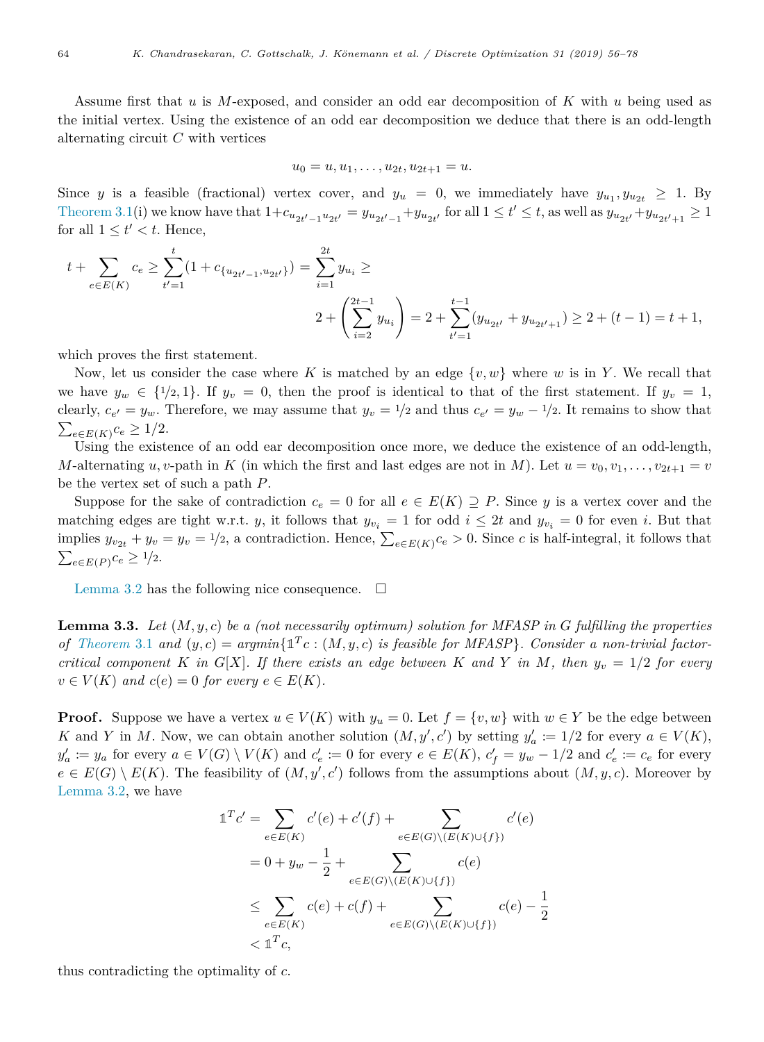Assume first that $u$ is $M$-exposed, and consider an odd ear decomposition of $K$ with $u$ being used as the initial vertex. Using the existence of an odd ear decomposition we deduce that there is an odd-length alternating circuit $C$ with vertices

$$u_0 = u, u_1, \dots, u_{2t}, u_{2t+1} = u.$$

Since $y$ is a feasible (fractional) vertex cover, and $y_u = 0$, we immediately have $y_{u_1}, y_{u_{2t}} \geq 1$. By Theorem 3.1(i) we know have that $1 + c_{u_{2t'-1}u_{2t'}} = y_{u_{2t'-1}} + y_{u_{2t'}}$ for all $1 \leq t' \leq t$, as well as $y_{u_{2t'}} + y_{u_{2t'+1}} \geq 1$ for all $1 \leq t' < t$. Hence,

$$t + \sum_{e \in E(K)} c_e \geq \sum_{t'=1}^{t} (1 + c_{\{u_{2t'-1}, u_{2t'}\}}) = \sum_{i=1}^{2t} y_{u_i} \geq 2 + \left( \sum_{i=2}^{2t-1} y_{u_i} \right) = 2 + \sum_{t'=1}^{t-1} (y_{u_{2t'}} + y_{u_{2t'+1}}) \geq 2 + (t-1) = t+1,$$

which proves the first statement.

Now, let us consider the case where $K$ is matched by an edge $\{v, w\}$ where $w$ is in $Y$. We recall that we have $y_w \in \{1/2, 1\}$. If $y_v = 0$, then the proof is identical to that of the first statement. If $y_v = 1$, clearly, $c_{e'} = y_w$. Therefore, we may assume that $y_v = 1/2$ and thus $c_{e'} = y_w - 1/2$. It remains to show that $\sum_{e \in E(K)} c_e \geq 1/2$.

Using the existence of an odd ear decomposition once more, we deduce the existence of an odd-length, $M$-alternating $u, v$-path in $K$ (in which the first and last edges are not in $M$). Let $u = v_0, v_1, \dots, v_{2t+1} = v$ be the vertex set of such a path $P$.

Suppose for the sake of contradiction $c_e = 0$ for all $e \in E(K) \supseteq P$. Since $y$ is a vertex cover and the matching edges are tight w.r.t. $y$, it follows that $y_{v_i} = 1$ for odd $i \leq 2t$ and $y_{v_i} = 0$ for even $i$. But that implies $y_{v_{2t}} + y_v = y_v = 1/2$, a contradiction. Hence, $\sum_{e \in E(K)} c_e > 0$. Since $c$ is half-integral, it follows that $\sum_{e \in E(P)} c_e \geq 1/2$.

Lemma 3.2 has the following nice consequence. □

**Lemma 3.3.** *Let $(M, y, c)$ be a (not necessarily optimum) solution for MFASP in $G$ fulfilling the properties of Theorem 3.1 and $(y, c) = argmin\{\mathbb{1}^T c : (M, y, c)$ is feasible for MFASP$\}$. Consider a non-trivial factor-critical component $K$ in $G[X]$. If there exists an edge between $K$ and $Y$ in $M$, then $y_v = 1/2$ for every $v \in V(K)$ and $c(e) = 0$ for every $e \in E(K)$.*

**Proof.** Suppose we have a vertex $u \in V(K)$ with $y_u = 0$. Let $f = \{v, w\}$ with $w \in Y$ be the edge between $K$ and $Y$ in $M$. Now, we can obtain another solution $(M, y', c')$ by setting $y'_a := 1/2$ for every $a \in V(K)$, $y'_a := y_a$ for every $a \in V(G) \setminus V(K)$ and $c'_e := 0$ for every $e \in E(K)$, $c'_f = y_w - 1/2$ and $c'_e := c_e$ for every $e \in E(G) \setminus E(K)$. The feasibility of $(M, y', c')$ follows from the assumptions about $(M, y, c)$. Moreover by Lemma 3.2, we have

$$\begin{aligned}
\mathbb{1}^T c' &= \sum_{e \in E(K)} c'(e) + c'(f) + \sum_{e \in E(G) \setminus (E(K) \cup \{f\})} c'(e) \\
&= 0 + y_w - \frac{1}{2} + \sum_{e \in E(G) \setminus (E(K) \cup \{f\})} c(e) \\
&\leq \sum_{e \in E(K)} c(e) + c(f) + \sum_{e \in E(G) \setminus (E(K) \cup \{f\})} c(e) - \frac{1}{2} \\
&< \mathbb{1}^T c,
\end{aligned}$$

thus contradicting the optimality of $c$.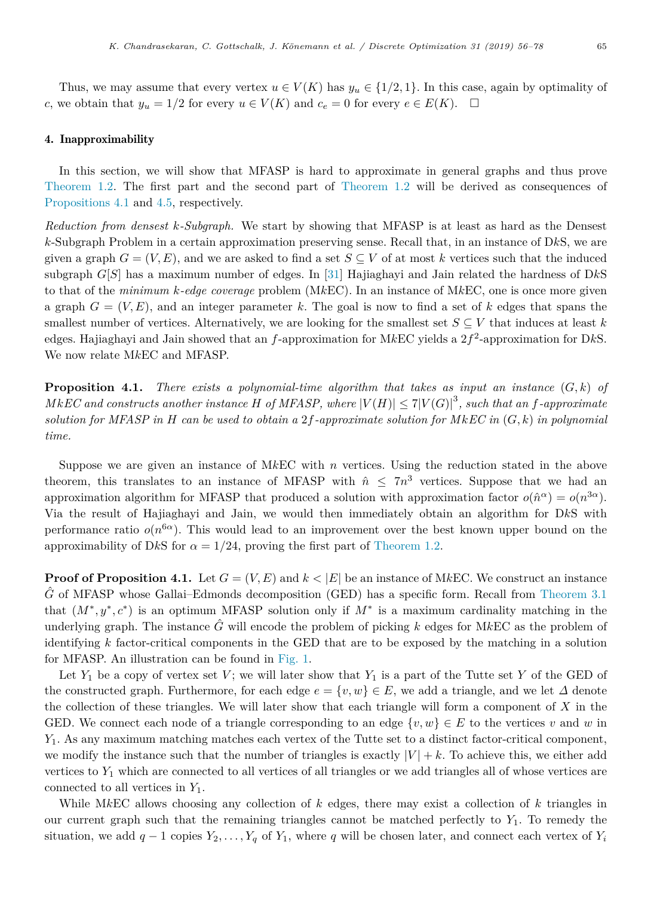Thus, we may assume that every vertex $u \in V(K)$ has $y_u \in \{1/2, 1\}$. In this case, again by optimality of $c$, we obtain that $y_u = 1/2$ for every $u \in V(K)$ and $c_e = 0$ for every $e \in E(K)$. □

## 4. Inapproximability

In this section, we will show that MFASP is hard to approximate in general graphs and thus prove Theorem 1.2. The first part and the second part of Theorem 1.2 will be derived as consequences of Propositions 4.1 and 4.5, respectively.

*Reduction from densest k-Subgraph.* We start by showing that MFASP is at least as hard as the Densest $k$-Subgraph Problem in a certain approximation preserving sense. Recall that, in an instance of D$k$S, we are given a graph $G = (V, E)$, and we are asked to find a set $S \subseteq V$ of at most $k$ vertices such that the induced subgraph $G[S]$ has a maximum number of edges. In [31] Hajiaghayi and Jain related the hardness of D$k$S to that of the *minimum k-edge coverage* problem (M$k$EC). In an instance of M$k$EC, one is once more given a graph $G = (V, E)$, and an integer parameter $k$. The goal is now to find a set of $k$ edges that spans the smallest number of vertices. Alternatively, we are looking for the smallest set $S \subseteq V$ that induces at least $k$ edges. Hajiaghayi and Jain showed that an $f$-approximation for M$k$EC yields a $2f^2$-approximation for D$k$S. We now relate M$k$EC and MFASP.

**Proposition 4.1.** *There exists a polynomial-time algorithm that takes as input an instance $(G, k)$ of MkEC and constructs another instance $H$ of MFASP, where $|V(H)| \leq 7|V(G)|^3$, such that an $f$-approximate solution for MFASP in $H$ can be used to obtain a $2f$-approximate solution for MkEC in $(G, k)$ in polynomial time.*

Suppose we are given an instance of M$k$EC with $n$ vertices. Using the reduction stated in the above theorem, this translates to an instance of MFASP with $\hat{n} \leq 7n^3$ vertices. Suppose that we had an approximation algorithm for MFASP that produced a solution with approximation factor $o(\hat{n}^\alpha) = o(n^{3\alpha})$. Via the result of Hajiaghayi and Jain, we would then immediately obtain an algorithm for D$k$S with performance ratio $o(n^{6\alpha})$. This would lead to an improvement over the best known upper bound on the approximability of D$k$S for $\alpha = 1/24$, proving the first part of Theorem 1.2.

**Proof of Proposition 4.1.** Let $G = (V, E)$ and $k < |E|$ be an instance of M$k$EC. We construct an instance $\hat{G}$ of MFASP whose Gallai–Edmonds decomposition (GED) has a specific form. Recall from Theorem 3.1 that $(M^*, y^*, c^*)$ is an optimum MFASP solution only if $M^*$ is a maximum cardinality matching in the underlying graph. The instance $\hat{G}$ will encode the problem of picking $k$ edges for M$k$EC as the problem of identifying $k$ factor-critical components in the GED that are to be exposed by the matching in a solution for MFASP. An illustration can be found in Fig. 1.

Let $Y_1$ be a copy of vertex set $V$; we will later show that $Y_1$ is a part of the Tutte set $Y$ of the GED of the constructed graph. Furthermore, for each edge $e = \{v, w\} \in E$, we add a triangle, and we let $\Delta$ denote the collection of these triangles. We will later show that each triangle will form a component of $X$ in the GED. We connect each node of a triangle corresponding to an edge $\{v, w\} \in E$ to the vertices $v$ and $w$ in $Y_1$. As any maximum matching matches each vertex of the Tutte set to a distinct factor-critical component, we modify the instance such that the number of triangles is exactly $|V| + k$. To achieve this, we either add vertices to $Y_1$ which are connected to all vertices of all triangles or we add triangles all of whose vertices are connected to all vertices in $Y_1$.

While M$k$EC allows choosing any collection of $k$ edges, there may exist a collection of $k$ triangles in our current graph such that the remaining triangles cannot be matched perfectly to $Y_1$. To remedy the situation, we add $q - 1$ copies $Y_2, \ldots, Y_q$ of $Y_1$, where $q$ will be chosen later, and connect each vertex of $Y_i$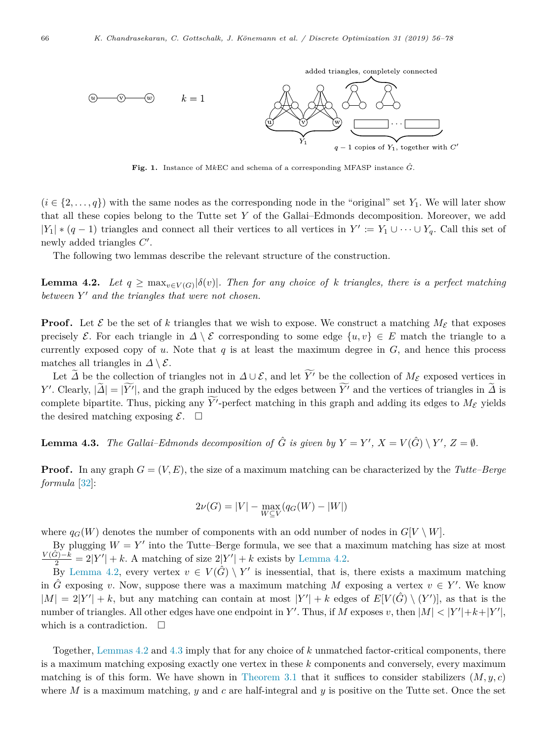**Fig. 1.** Instance of M$k$EC and schema of a corresponding MFASP instance $\hat{G}$.

($i \in \{2, \dots, q\}$) with the same nodes as the corresponding node in the "original" set $Y_1$. We will later show that all these copies belong to the Tutte set $Y$ of the Gallai–Edmonds decomposition. Moreover, we add $|Y_1| * (q-1)$ triangles and connect all their vertices to all vertices in $Y' := Y_1 \cup \dots \cup Y_q$. Call this set of newly added triangles $C'$.

The following two lemmas describe the relevant structure of the construction.

**Lemma 4.2.** *Let $q \geq \max_{v \in V(G)} |\delta(v)|$. Then for any choice of $k$ triangles, there is a perfect matching between $Y'$ and the triangles that were not chosen.*

**Proof.** Let $\mathcal{E}$ be the set of $k$ triangles that we wish to expose. We construct a matching $M_{\mathcal{E}}$ that exposes precisely $\mathcal{E}$. For each triangle in $\Delta \setminus \mathcal{E}$ corresponding to some edge $\{u, v\} \in E$ match the triangle to a currently exposed copy of $u$. Note that $q$ is at least the maximum degree in $G$, and hence this process matches all triangles in $\Delta \setminus \mathcal{E}$.

Let $\widetilde{\Delta}$ be the collection of triangles not in $\Delta \cup \mathcal{E}$, and let $\widetilde{Y'}$ be the collection of $M_{\mathcal{E}}$ exposed vertices in $Y'$. Clearly, $|\widetilde{\Delta}| = |\widetilde{Y'}|$, and the graph induced by the edges between $\widetilde{Y'}$ and the vertices of triangles in $\widetilde{\Delta}$ is complete bipartite. Thus, picking any $\widetilde{Y'}$-perfect matching in this graph and adding its edges to $M_{\mathcal{E}}$ yields the desired matching exposing $\mathcal{E}$. $\square$

**Lemma 4.3.** *The Gallai–Edmonds decomposition of $\hat{G}$ is given by $Y = Y'$, $X = V(\hat{G}) \setminus Y'$, $Z = \emptyset$.*

**Proof.** In any graph $G = (V, E)$, the size of a maximum matching can be characterized by the *Tutte–Berge formula* [32]:

$$2\nu(G) = |V| - \max_{W \subseteq V} (q_G(W) - |W|)$$

where $q_G(W)$ denotes the number of components with an odd number of nodes in $G[V \setminus W]$.

By plugging $W = Y'$ into the Tutte–Berge formula, we see that a maximum matching has size at most $\frac{V(\hat{G})-k}{2} = 2|Y'| + k$. A matching of size $2|Y'| + k$ exists by Lemma 4.2.

By Lemma 4.2, every vertex $v \in V(\hat{G}) \setminus Y'$ is inessential, that is, there exists a maximum matching in $\hat{G}$ exposing $v$. Now, suppose there was a maximum matching $M$ exposing a vertex $v \in Y'$. We know $|M| = 2|Y'| + k$, but any matching can contain at most $|Y'| + k$ edges of $E[V(\hat{G}) \setminus (Y')]$, as that is the number of triangles. All other edges have one endpoint in $Y'$. Thus, if $M$ exposes $v$, then $|M| < |Y'| + k + |Y'|$, which is a contradiction. $\square$

Together, Lemmas 4.2 and 4.3 imply that for any choice of $k$ unmatched factor-critical components, there is a maximum matching exposing exactly one vertex in these $k$ components and conversely, every maximum matching is of this form. We have shown in Theorem 3.1 that it suffices to consider stabilizers $(M, y, c)$ where $M$ is a maximum matching, $y$ and $c$ are half-integral and $y$ is positive on the Tutte set. Once the set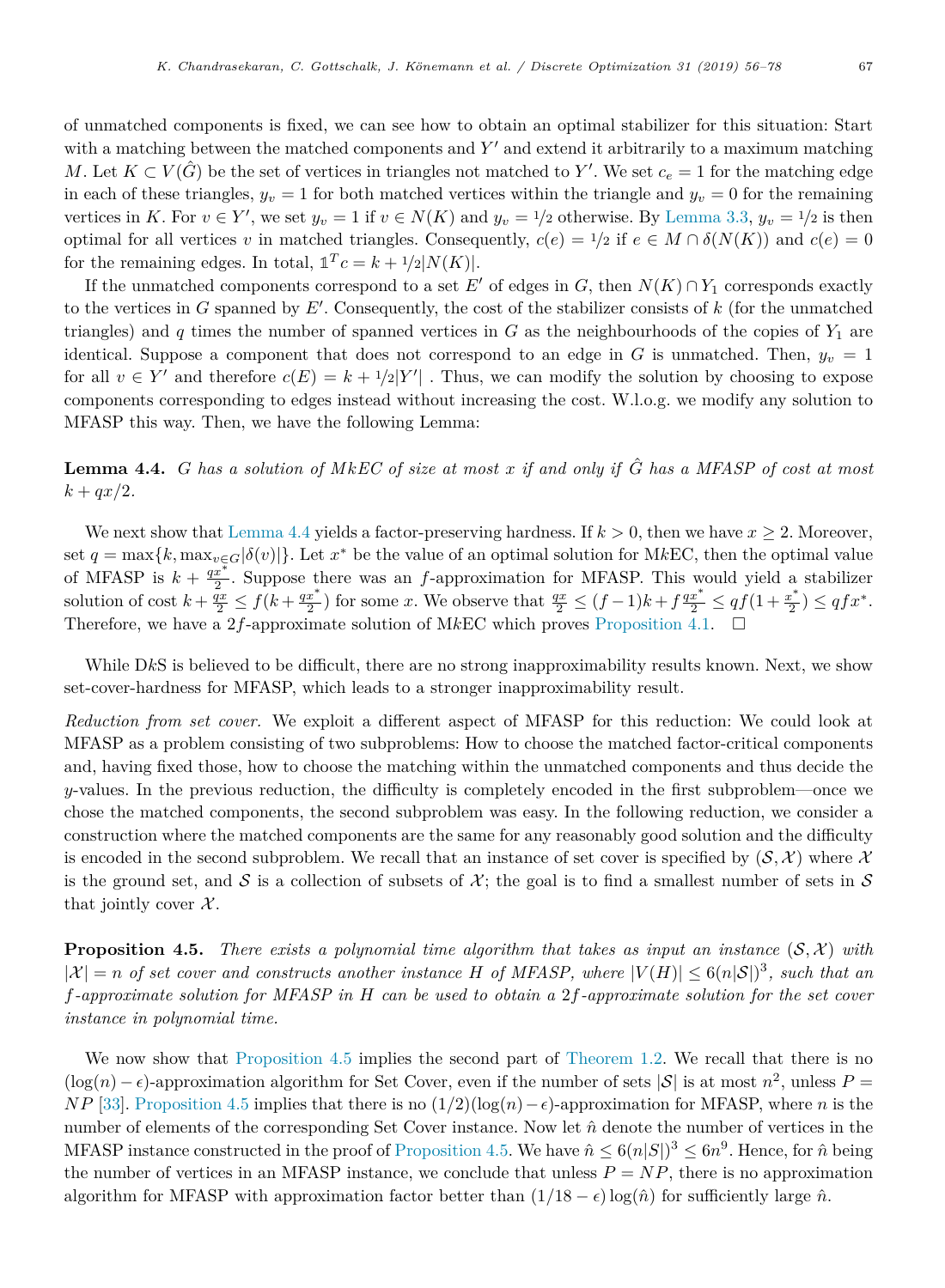of unmatched components is fixed, we can see how to obtain an optimal stabilizer for this situation: Start with a matching between the matched components and $Y'$ and extend it arbitrarily to a maximum matching $M$. Let $K \subset V(\hat{G})$ be the set of vertices in triangles not matched to $Y'$. We set $c_e = 1$ for the matching edge in each of these triangles, $y_v = 1$ for both matched vertices within the triangle and $y_v = 0$ for the remaining vertices in $K$. For $v \in Y'$, we set $y_v = 1$ if $v \in N(K)$ and $y_v = 1/2$ otherwise. By Lemma 3.3, $y_v = 1/2$ is then optimal for all vertices $v$ in matched triangles. Consequently, $c(e) = 1/2$ if $e \in M \cap \delta(N(K))$ and $c(e) = 0$ for the remaining edges. In total, $\mathbb{1}^T c = k + 1/2|N(K)|$.

If the unmatched components correspond to a set $E'$ of edges in $G$, then $N(K) \cap Y_1$ corresponds exactly to the vertices in $G$ spanned by $E'$. Consequently, the cost of the stabilizer consists of $k$ (for the unmatched triangles) and $q$ times the number of spanned vertices in $G$ as the neighbourhoods of the copies of $Y_1$ are identical. Suppose a component that does not correspond to an edge in $G$ is unmatched. Then, $y_v = 1$ for all $v \in Y'$ and therefore $c(E) = k + 1/2|Y'|$ . Thus, we can modify the solution by choosing to expose components corresponding to edges instead without increasing the cost. W.l.o.g. we modify any solution to MFASP this way. Then, we have the following Lemma:

**Lemma 4.4.** *$G$ has a solution of M$k$EC of size at most $x$ if and only if $\hat{G}$ has a MFASP of cost at most $k + qx/2$.*

We next show that Lemma 4.4 yields a factor-preserving hardness. If $k > 0$, then we have $x \geq 2$. Moreover, set $q = \max\{k, \max_{v \in G}|\delta(v)|\}$. Let $x^*$ be the value of an optimal solution for M$k$EC, then the optimal value of MFASP is $k + \frac{qx^*}{2}$. Suppose there was an $f$-approximation for MFASP. This would yield a stabilizer solution of cost $k + \frac{qx}{2} \leq f(k + \frac{qx^*}{2})$ for some $x$. We observe that $\frac{qx}{2} \leq (f-1)k + f\frac{qx^*}{2} \leq qf(1 + \frac{x^*}{2}) \leq qfx^*$. Therefore, we have a $2f$-approximate solution of M$k$EC which proves Proposition 4.1. $\square$

While D$k$S is believed to be difficult, there are no strong inapproximability results known. Next, we show set-cover-hardness for MFASP, which leads to a stronger inapproximability result.

*Reduction from set cover.* We exploit a different aspect of MFASP for this reduction: We could look at MFASP as a problem consisting of two subproblems: How to choose the matched factor-critical components and, having fixed those, how to choose the matching within the unmatched components and thus decide the $y$-values. In the previous reduction, the difficulty is completely encoded in the first subproblem—once we chose the matched components, the second subproblem was easy. In the following reduction, we consider a construction where the matched components are the same for any reasonably good solution and the difficulty is encoded in the second subproblem. We recall that an instance of set cover is specified by $(\mathcal{S}, \mathcal{X})$ where $\mathcal{X}$ is the ground set, and $\mathcal{S}$ is a collection of subsets of $\mathcal{X}$; the goal is to find a smallest number of sets in $\mathcal{S}$ that jointly cover $\mathcal{X}$.

**Proposition 4.5.** *There exists a polynomial time algorithm that takes as input an instance $(\mathcal{S}, \mathcal{X})$ with $|\mathcal{X}| = n$ of set cover and constructs another instance $H$ of MFASP, where $|V(H)| \leq 6(n|\mathcal{S}|)^3$, such that an $f$-approximate solution for MFASP in $H$ can be used to obtain a $2f$-approximate solution for the set cover instance in polynomial time.*

We now show that Proposition 4.5 implies the second part of Theorem 1.2. We recall that there is no $(\log(n) - \epsilon)$-approximation algorithm for Set Cover, even if the number of sets $|\mathcal{S}|$ is at most $n^2$, unless $P = NP$ [33]. Proposition 4.5 implies that there is no $(1/2)(\log(n) - \epsilon)$-approximation for MFASP, where $n$ is the number of elements of the corresponding Set Cover instance. Now let $\hat{n}$ denote the number of vertices in the MFASP instance constructed in the proof of Proposition 4.5. We have $\hat{n} \leq 6(n|\mathcal{S}|)^3 \leq 6n^9$. Hence, for $\hat{n}$ being the number of vertices in an MFASP instance, we conclude that unless $P = NP$, there is no approximation algorithm for MFASP with approximation factor better than $(1/18 - \epsilon)\log(\hat{n})$ for sufficiently large $\hat{n}$.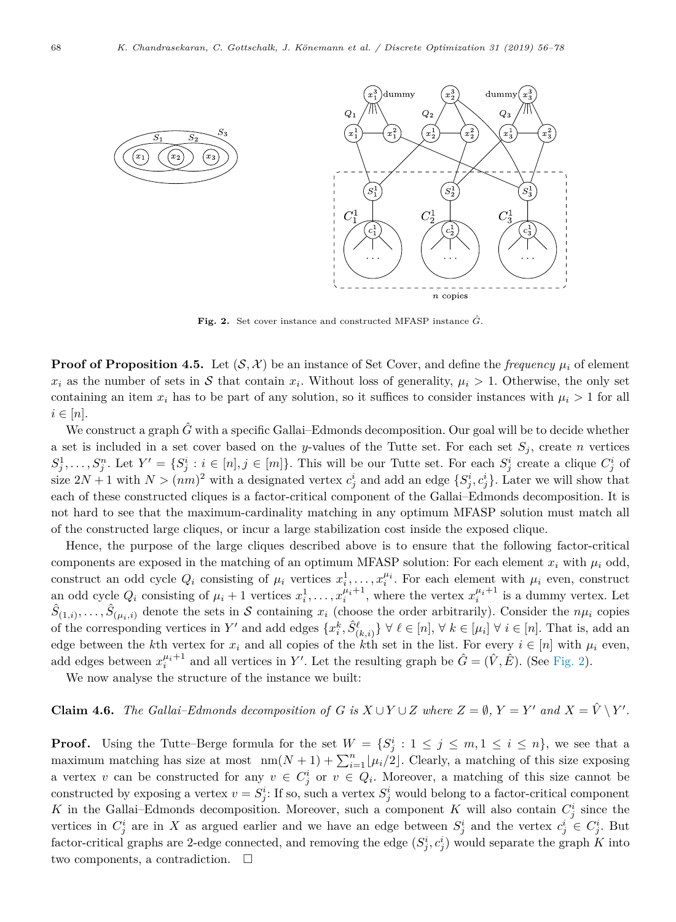**Fig. 2.** Set cover instance and constructed MFASP instance $\hat{G}$.

**Proof of Proposition 4.5.** Let $(\mathcal{S}, \mathcal{X})$ be an instance of Set Cover, and define the *frequency* $\mu_i$ of element $x_i$ as the number of sets in $\mathcal{S}$ that contain $x_i$. Without loss of generality, $\mu_i > 1$. Otherwise, the only set containing an item $x_i$ has to be part of any solution, so it suffices to consider instances with $\mu_i > 1$ for all $i \in [n]$.

We construct a graph $\hat{G}$ with a specific Gallai–Edmonds decomposition. Our goal will be to decide whether a set is included in a set cover based on the $y$-values of the Tutte set. For each set $S_j$, create $n$ vertices $S_j^1, \ldots, S_j^n$. Let $Y' = \{S_j^i : i \in [n], j \in [m]\}$. This will be our Tutte set. For each $S_j^i$ create a clique $C_j^i$ of size $2N + 1$ with $N > (nm)^2$ with a designated vertex $c_j^i$ and add an edge $\{S_j^i, c_j^i\}$. Later we will show that each of these constructed cliques is a factor-critical component of the Gallai–Edmonds decomposition. It is not hard to see that the maximum-cardinality matching in any optimum MFASP solution must match all of the constructed large cliques, or incur a large stabilization cost inside the exposed clique.

Hence, the purpose of the large cliques described above is to ensure that the following factor-critical components are exposed in the matching of an optimum MFASP solution: For each element $x_i$ with $\mu_i$ odd, construct an odd cycle $Q_i$ consisting of $\mu_i$ vertices $x_i^1, \ldots, x_i^{\mu_i}$. For each element with $\mu_i$ even, construct an odd cycle $Q_i$ consisting of $\mu_i + 1$ vertices $x_i^1, \ldots, x_i^{\mu_i+1}$, where the vertex $x_i^{\mu_i+1}$ is a dummy vertex. Let $\hat{S}_{(1,i)}, \ldots, \hat{S}_{(\mu_i,i)}$ denote the sets in $\mathcal{S}$ containing $x_i$ (choose the order arbitrarily). Consider the $n\mu_i$ copies of the corresponding vertices in $Y'$ and add edges $\{x_i^k, \hat{S}_{(k,i)}^\ell\}$ $\forall\, \ell \in [n]$, $\forall\, k \in [\mu_i]$ $\forall\, i \in [n]$. That is, add an edge between the $k$th vertex for $x_i$ and all copies of the $k$th set in the list. For every $i \in [n]$ with $\mu_i$ even, add edges between $x_i^{\mu_i+1}$ and all vertices in $Y'$. Let the resulting graph be $\hat{G} = (\hat{V}, \hat{E})$. (See Fig. 2).

We now analyse the structure of the instance we built:

**Claim 4.6.** *The Gallai–Edmonds decomposition of $G$ is $X \cup Y \cup Z$ where $Z = \emptyset$, $Y = Y'$ and $X = \hat{V} \setminus Y'$.*

**Proof.** Using the Tutte–Berge formula for the set $W = \{S_j^i : 1 \le j \le m, 1 \le i \le n\}$, we see that a maximum matching has size at most $nm(N+1) + \sum_{i=1}^{n} \lfloor \mu_i/2 \rfloor$. Clearly, a matching of this size exposing a vertex $v$ can be constructed for any $v \in C_j^i$ or $v \in Q_i$. Moreover, a matching of this size cannot be constructed by exposing a vertex $v = S_j^i$: If so, such a vertex $S_j^i$ would belong to a factor-critical component $K$ in the Gallai–Edmonds decomposition. Moreover, such a component $K$ will also contain $C_j^i$ since the vertices in $C_j^i$ are in $X$ as argued earlier and we have an edge between $S_j^i$ and the vertex $c_j^i \in C_j^i$. But factor-critical graphs are 2-edge connected, and removing the edge $(S_j^i, c_j^i)$ would separate the graph $K$ into two components, a contradiction. $\square$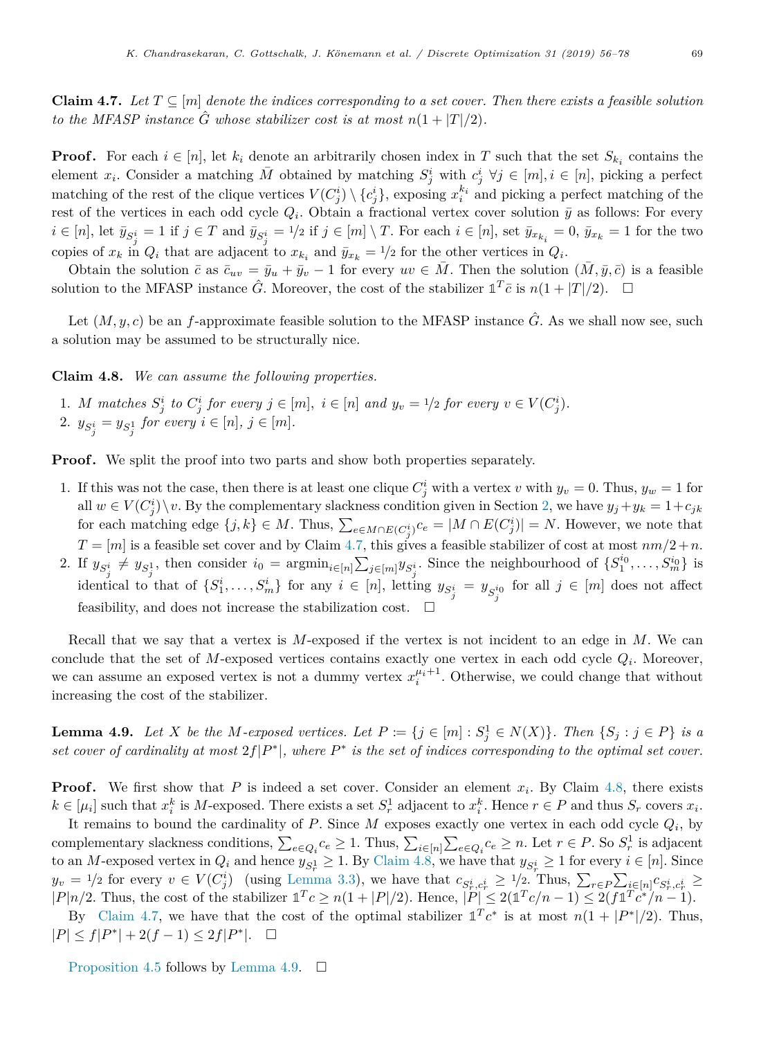**Claim 4.7.** *Let $T \subseteq [m]$ denote the indices corresponding to a set cover. Then there exists a feasible solution to the MFASP instance $\hat{G}$ whose stabilizer cost is at most $n(1 + |T|/2)$.*

**Proof.** For each $i \in [n]$, let $k_i$ denote an arbitrarily chosen index in $T$ such that the set $S_{k_i}$ contains the element $x_i$. Consider a matching $\bar{M}$ obtained by matching $S^i_j$ with $c^i_j$ $\forall j \in [m], i \in [n]$, picking a perfect matching of the rest of the clique vertices $V(C^i_j) \setminus \{c^i_j\}$, exposing $x^{k_i}_i$ and picking a perfect matching of the rest of the vertices in each odd cycle $Q_i$. Obtain a fractional vertex cover solution $\bar{y}$ as follows: For every $i \in [n]$, let $\bar{y}_{S^i_j} = 1$ if $j \in T$ and $\bar{y}_{S^i_j} = 1/2$ if $j \in [m] \setminus T$. For each $i \in [n]$, set $\bar{y}_{x_{k_i}} = 0$, $\bar{y}_{x_k} = 1$ for the two copies of $x_k$ in $Q_i$ that are adjacent to $x_{k_i}$ and $\bar{y}_{x_k} = 1/2$ for the other vertices in $Q_i$.

Obtain the solution $\bar{c}$ as $\bar{c}_{uv} = \bar{y}_u + \bar{y}_v - 1$ for every $uv \in \bar{M}$. Then the solution $(\bar{M}, \bar{y}, \bar{c})$ is a feasible solution to the MFASP instance $\hat{G}$. Moreover, the cost of the stabilizer $\mathbb{1}^T\bar{c}$ is $n(1 + |T|/2)$. $\square$

Let $(M, y, c)$ be an $f$-approximate feasible solution to the MFASP instance $\hat{G}$. As we shall now see, such a solution may be assumed to be structurally nice.

**Claim 4.8.** *We can assume the following properties.*

1. *$M$ matches $S^i_j$ to $C^i_j$ for every $j \in [m]$, $i \in [n]$ and $y_v = 1/2$ for every $v \in V(C^i_j)$.*
2. *$y_{S^i_j} = y_{S^1_j}$ for every $i \in [n]$, $j \in [m]$.*

**Proof.** We split the proof into two parts and show both properties separately.

1. If this was not the case, then there is at least one clique $C^i_j$ with a vertex $v$ with $y_v = 0$. Thus, $y_w = 1$ for all $w \in V(C^i_j) \setminus v$. By the complementary slackness condition given in Section 2, we have $y_j + y_k = 1 + c_{jk}$ for each matching edge $\{j, k\} \in M$. Thus, $\sum_{e \in M \cap E(C^i_j)} c_e = |M \cap E(C^i_j)| = N$. However, we note that $T = [m]$ is a feasible set cover and by Claim 4.7, this gives a feasible stabilizer of cost at most $nm/2 + n$.
2. If $y_{S^i_j} \neq y_{S^1_j}$, then consider $i_0 = \operatorname{argmin}_{i \in [n]} \sum_{j \in [m]} y_{S^i_j}$. Since the neighbourhood of $\{S^{i_0}_1, \ldots, S^{i_0}_m\}$ is identical to that of $\{S^i_1, \ldots, S^i_m\}$ for any $i \in [n]$, letting $y_{S^i_j} = y_{S^{i_0}_j}$ for all $j \in [m]$ does not affect feasibility, and does not increase the stabilization cost. $\square$

Recall that we say that a vertex is $M$-exposed if the vertex is not incident to an edge in $M$. We can conclude that the set of $M$-exposed vertices contains exactly one vertex in each odd cycle $Q_i$. Moreover, we can assume an exposed vertex is not a dummy vertex $x^{\mu_i+1}_i$. Otherwise, we could change that without increasing the cost of the stabilizer.

**Lemma 4.9.** *Let $X$ be the $M$-exposed vertices. Let $P := \{j \in [m] : S^1_j \in N(X)\}$. Then $\{S_j : j \in P\}$ is a set cover of cardinality at most $2f|P^*|$, where $P^*$ is the set of indices corresponding to the optimal set cover.*

**Proof.** We first show that $P$ is indeed a set cover. Consider an element $x_i$. By Claim 4.8, there exists $k \in [\mu_i]$ such that $x^k_i$ is $M$-exposed. There exists a set $S^1_r$ adjacent to $x^k_i$. Hence $r \in P$ and thus $S_r$ covers $x_i$.

It remains to bound the cardinality of $P$. Since $M$ exposes exactly one vertex in each odd cycle $Q_i$, by complementary slackness conditions, $\sum_{e \in Q_i} c_e \geq 1$. Thus, $\sum_{i \in [n]} \sum_{e \in Q_i} c_e \geq n$. Let $r \in P$. So $S^1_r$ is adjacent to an $M$-exposed vertex in $Q_i$ and hence $y_{S^1_r} \geq 1$. By Claim 4.8, we have that $y_{S^i_r} \geq 1$ for every $i \in [n]$. Since $y_v = 1/2$ for every $v \in V(C^i_j)$ (using Lemma 3.3), we have that $c_{S^i_r, c^i_r} \geq 1/2$. Thus, $\sum_{r \in P} \sum_{i \in [n]} c_{S^i_r, c^i_r} \geq |P|n/2$. Thus, the cost of the stabilizer $\mathbb{1}^T c \geq n(1 + |P|/2)$. Hence, $|P| \leq 2(\mathbb{1}^T c/n - 1) \leq 2(f\mathbb{1}^T c^*/n - 1)$.

By Claim 4.7, we have that the cost of the optimal stabilizer $\mathbb{1}^T c^*$ is at most $n(1 + |P^*|/2)$. Thus, $|P| \leq f|P^*| + 2(f - 1) \leq 2f|P^*|$. $\square$

Proposition 4.5 follows by Lemma 4.9. $\square$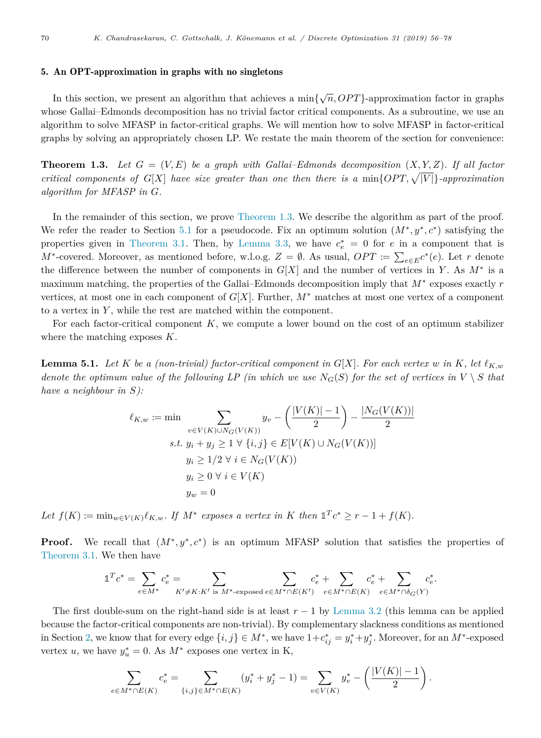## 5. An OPT-approximation in graphs with no singletons

In this section, we present an algorithm that achieves a $\min\{\sqrt{n}, OPT\}$-approximation factor in graphs whose Gallai–Edmonds decomposition has no trivial factor critical components. As a subroutine, we use an algorithm to solve MFASP in factor-critical graphs. We will mention how to solve MFASP in factor-critical graphs by solving an appropriately chosen LP. We restate the main theorem of the section for convenience:

**Theorem 1.3.** *Let $G = (V, E)$ be a graph with Gallai–Edmonds decomposition $(X, Y, Z)$. If all factor critical components of $G[X]$ have size greater than one then there is a $\min\{OPT, \sqrt{|V|}\}$-approximation algorithm for MFASP in $G$.*

In the remainder of this section, we prove Theorem 1.3. We describe the algorithm as part of the proof. We refer the reader to Section 5.1 for a pseudocode. Fix an optimum solution $(M^*, y^*, c^*)$ satisfying the properties given in Theorem 3.1. Then, by Lemma 3.3, we have $c^*_e = 0$ for $e$ in a component that is $M^*$-covered. Moreover, as mentioned before, w.l.o.g. $Z = \emptyset$. As usual, $OPT := \sum_{e \in E} c^*(e)$. Let $r$ denote the difference between the number of components in $G[X]$ and the number of vertices in $Y$. As $M^*$ is a maximum matching, the properties of the Gallai–Edmonds decomposition imply that $M^*$ exposes exactly $r$ vertices, at most one in each component of $G[X]$. Further, $M^*$ matches at most one vertex of a component to a vertex in $Y$, while the rest are matched within the component.

For each factor-critical component $K$, we compute a lower bound on the cost of an optimum stabilizer where the matching exposes $K$.

**Lemma 5.1.** *Let $K$ be a (non-trivial) factor-critical component in $G[X]$. For each vertex $w$ in $K$, let $\ell_{K,w}$ denote the optimum value of the following LP (in which we use $N_G(S)$ for the set of vertices in $V \setminus S$ that have a neighbour in $S$):*

$$
\begin{aligned}
\ell_{K,w} := \min \quad & \sum_{v \in V(K) \cup N_G(V(K))} y_v - \left(\frac{|V(K)| - 1}{2}\right) - \frac{|N_G(V(K))|}{2} \\
s.t. \quad & y_i + y_j \geq 1 \ \forall \ \{i, j\} \in E[V(K) \cup N_G(V(K))] \\
& y_i \geq 1/2 \ \forall \ i \in N_G(V(K)) \\
& y_i \geq 0 \ \forall \ i \in V(K) \\
& y_w = 0
\end{aligned}
$$

*Let $f(K) := \min_{w \in V(K)} \ell_{K,w}$. If $M^*$ exposes a vertex in $K$ then $\mathbb{1}^T c^* \geq r - 1 + f(K)$.*

**Proof.** We recall that $(M^*, y^*, c^*)$ is an optimum MFASP solution that satisfies the properties of Theorem 3.1. We then have

$$
\mathbb{1}^T c^* = \sum_{e \in M^*} c^*_e = \sum_{K' \neq K : K' \text{ is } M^*\text{-exposed}} \ \sum_{e \in M^* \cap E(K')} c^*_e + \sum_{e \in M^* \cap E(K)} c^*_e + \sum_{e \in M^* \cap \delta_G(Y)} c^*_e.
$$

The first double-sum on the right-hand side is at least $r - 1$ by Lemma 3.2 (this lemma can be applied because the factor-critical components are non-trivial). By complementary slackness conditions as mentioned in Section 2, we know that for every edge $\{i, j\} \in M^*$, we have $1 + c^*_{ij} = y^*_i + y^*_j$. Moreover, for an $M^*$-exposed vertex $u$, we have $y^*_u = 0$. As $M^*$ exposes one vertex in K,

$$
\sum_{e \in M^* \cap E(K)} c^*_e = \sum_{\{i,j\} \in M^* \cap E(K)} (y^*_i + y^*_j - 1) = \sum_{v \in V(K)} y^*_v - \left(\frac{|V(K)| - 1}{2}\right).
$$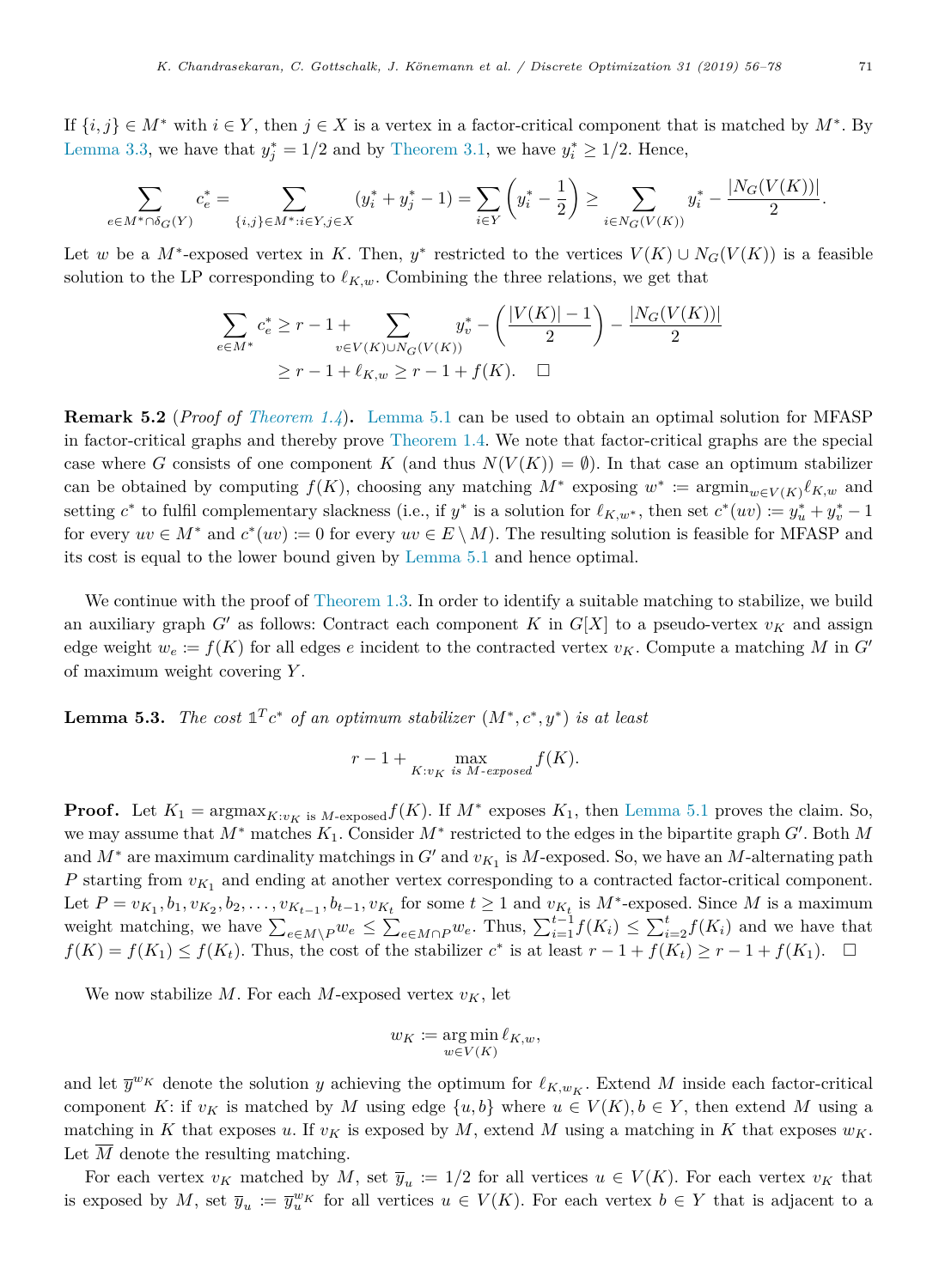If $\{i,j\} \in M^*$ with $i \in Y$, then $j \in X$ is a vertex in a factor-critical component that is matched by $M^*$. By Lemma 3.3, we have that $y_j^* = 1/2$ and by Theorem 3.1, we have $y_i^* \geq 1/2$. Hence,

$$\sum_{e \in M^* \cap \delta_G(Y)} c_e^* = \sum_{\{i,j\} \in M^* : i \in Y, j \in X} (y_i^* + y_j^* - 1) = \sum_{i \in Y} \left( y_i^* - \frac{1}{2} \right) \geq \sum_{i \in N_G(V(K))} y_i^* - \frac{|N_G(V(K))|}{2}.$$

Let $w$ be a $M^*$-exposed vertex in $K$. Then, $y^*$ restricted to the vertices $V(K) \cup N_G(V(K))$ is a feasible solution to the LP corresponding to $\ell_{K,w}$. Combining the three relations, we get that

$$\begin{aligned} \sum_{e \in M^*} c_e^* &\geq r - 1 + \sum_{v \in V(K) \cup N_G(V(K))} y_v^* - \left( \frac{|V(K)| - 1}{2} \right) - \frac{|N_G(V(K))|}{2} \\ &\geq r - 1 + \ell_{K,w} \geq r - 1 + f(K). \quad \square \end{aligned}$$

**Remark 5.2** (*Proof of Theorem 1.4*)**.** Lemma 5.1 can be used to obtain an optimal solution for MFASP in factor-critical graphs and thereby prove Theorem 1.4. We note that factor-critical graphs are the special case where $G$ consists of one component $K$ (and thus $N(V(K)) = \emptyset$). In that case an optimum stabilizer can be obtained by computing $f(K)$, choosing any matching $M^*$ exposing $w^* := \text{argmin}_{w \in V(K)} \ell_{K,w}$ and setting $c^*$ to fulfil complementary slackness (i.e., if $y^*$ is a solution for $\ell_{K,w^*}$, then set $c^*(uv) := y_u^* + y_v^* - 1$ for every $uv \in M^*$ and $c^*(uv) := 0$ for every $uv \in E \setminus M$). The resulting solution is feasible for MFASP and its cost is equal to the lower bound given by Lemma 5.1 and hence optimal.

We continue with the proof of Theorem 1.3. In order to identify a suitable matching to stabilize, we build an auxiliary graph $G'$ as follows: Contract each component $K$ in $G[X]$ to a pseudo-vertex $v_K$ and assign edge weight $w_e := f(K)$ for all edges $e$ incident to the contracted vertex $v_K$. Compute a matching $M$ in $G'$ of maximum weight covering $Y$.

**Lemma 5.3.** *The cost $\mathbb{1}^T c^*$ of an optimum stabilizer $(M^*, c^*, y^*)$ is at least*

$$r - 1 + \max_{K : v_K \text{ is } M\text{-exposed}} f(K).$$

**Proof.** Let $K_1 = \text{argmax}_{K: v_K \text{ is } M\text{-exposed}} f(K)$. If $M^*$ exposes $K_1$, then Lemma 5.1 proves the claim. So, we may assume that $M^*$ matches $K_1$. Consider $M^*$ restricted to the edges in the bipartite graph $G'$. Both $M$ and $M^*$ are maximum cardinality matchings in $G'$ and $v_{K_1}$ is $M$-exposed. So, we have an $M$-alternating path $P$ starting from $v_{K_1}$ and ending at another vertex corresponding to a contracted factor-critical component. Let $P = v_{K_1}, b_1, v_{K_2}, b_2, \ldots, v_{K_{t-1}}, b_{t-1}, v_{K_t}$ for some $t \geq 1$ and $v_{K_t}$ is $M^*$-exposed. Since $M$ is a maximum weight matching, we have $\sum_{e \in M \setminus P} w_e \leq \sum_{e \in M \cap P} w_e$. Thus, $\sum_{i=1}^{t-1} f(K_i) \leq \sum_{i=2}^{t} f(K_i)$ and we have that $f(K) = f(K_1) \leq f(K_t)$. Thus, the cost of the stabilizer $c^*$ is at least $r - 1 + f(K_t) \geq r - 1 + f(K_1)$. $\square$

We now stabilize $M$. For each $M$-exposed vertex $v_K$, let

$$w_K := \arg\min_{w \in V(K)} \ell_{K,w},$$

and let $\overline{y}^{w_K}$ denote the solution $y$ achieving the optimum for $\ell_{K,w_K}$. Extend $M$ inside each factor-critical component $K$: if $v_K$ is matched by $M$ using edge $\{u,b\}$ where $u \in V(K), b \in Y$, then extend $M$ using a matching in $K$ that exposes $u$. If $v_K$ is exposed by $M$, extend $M$ using a matching in $K$ that exposes $w_K$. Let $\overline{M}$ denote the resulting matching.

For each vertex $v_K$ matched by $M$, set $\overline{y}_u := 1/2$ for all vertices $u \in V(K)$. For each vertex $v_K$ that is exposed by $M$, set $\overline{y}_u := \overline{y}_u^{w_K}$ for all vertices $u \in V(K)$. For each vertex $b \in Y$ that is adjacent to a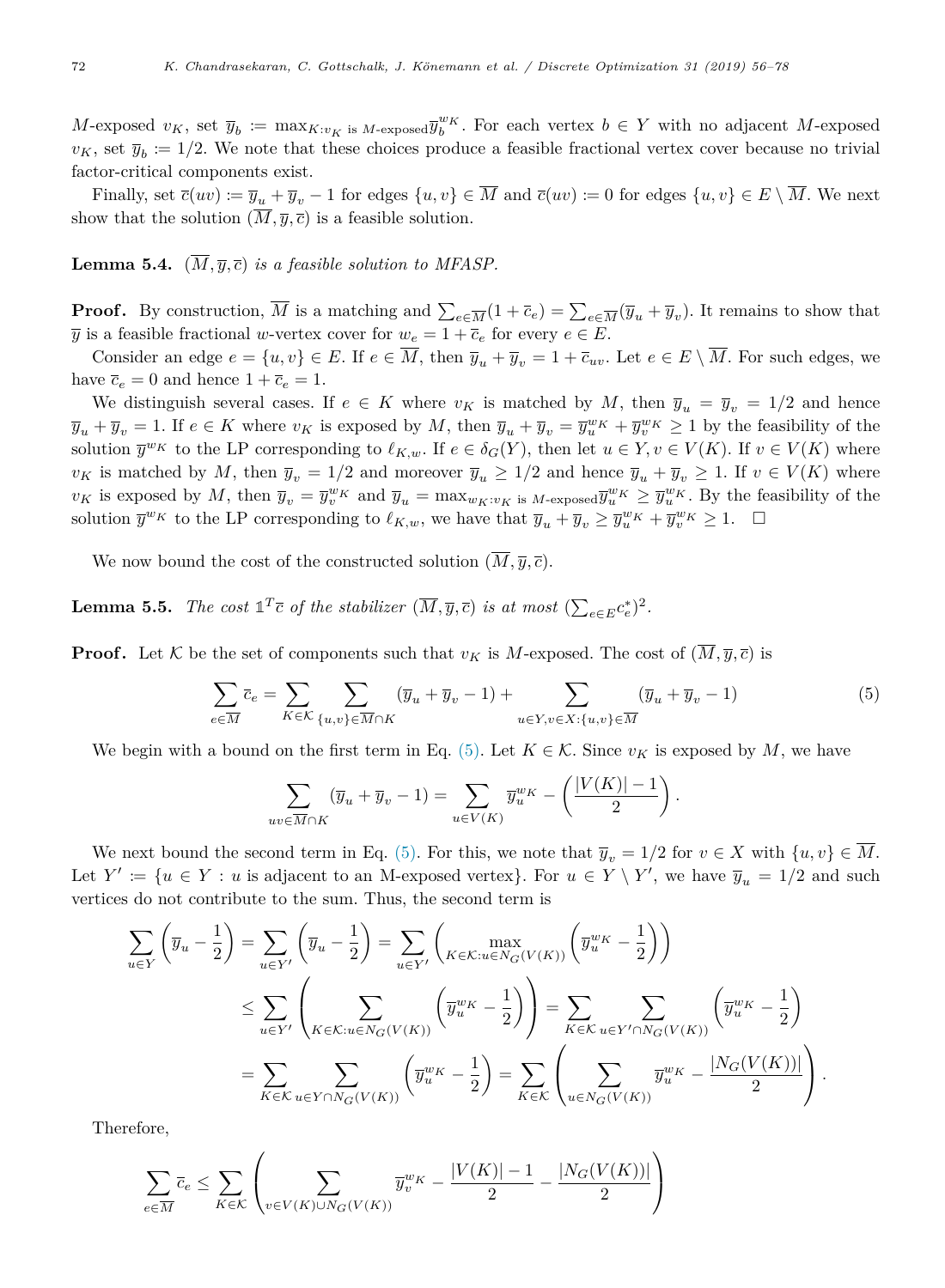$M$-exposed $v_K$, set $\overline{y}_b := \max_{K: v_K \text{ is } M\text{-exposed}} \overline{y}_b^{w_K}$. For each vertex $b \in Y$ with no adjacent $M$-exposed $v_K$, set $\overline{y}_b := 1/2$. We note that these choices produce a feasible fractional vertex cover because no trivial factor-critical components exist.

Finally, set $\overline{c}(uv) := \overline{y}_u + \overline{y}_v - 1$ for edges $\{u, v\} \in \overline{M}$ and $\overline{c}(uv) := 0$ for edges $\{u, v\} \in E \setminus \overline{M}$. We next show that the solution $(\overline{M}, \overline{y}, \overline{c})$ is a feasible solution.

**Lemma 5.4.** *$(\overline{M}, \overline{y}, \overline{c})$ is a feasible solution to MFASP.*

**Proof.** By construction, $\overline{M}$ is a matching and $\sum_{e \in \overline{M}} (1 + \overline{c}_e) = \sum_{e \in \overline{M}} (\overline{y}_u + \overline{y}_v)$. It remains to show that $\overline{y}$ is a feasible fractional $w$-vertex cover for $w_e = 1 + \overline{c}_e$ for every $e \in E$.

Consider an edge $e = \{u, v\} \in E$. If $e \in \overline{M}$, then $\overline{y}_u + \overline{y}_v = 1 + \overline{c}_{uv}$. Let $e \in E \setminus \overline{M}$. For such edges, we have $\overline{c}_e = 0$ and hence $1 + \overline{c}_e = 1$.

We distinguish several cases. If $e \in K$ where $v_K$ is matched by $M$, then $\overline{y}_u = \overline{y}_v = 1/2$ and hence $\overline{y}_u + \overline{y}_v = 1$. If $e \in K$ where $v_K$ is exposed by $M$, then $\overline{y}_u + \overline{y}_v = \overline{y}_u^{w_K} + \overline{y}_v^{w_K} \geq 1$ by the feasibility of the solution $\overline{y}^{w_K}$ to the LP corresponding to $\ell_{K,w}$. If $e \in \delta_G(Y)$, then let $u \in Y, v \in V(K)$. If $v \in V(K)$ where $v_K$ is matched by $M$, then $\overline{y}_v = 1/2$ and moreover $\overline{y}_u \geq 1/2$ and hence $\overline{y}_u + \overline{y}_v \geq 1$. If $v \in V(K)$ where $v_K$ is exposed by $M$, then $\overline{y}_v = \overline{y}_v^{w_K}$ and $\overline{y}_u = \max_{w_K: v_K \text{ is } M\text{-exposed}} \overline{y}_u^{w_K} \geq \overline{y}_u^{w_K}$. By the feasibility of the solution $\overline{y}^{w_K}$ to the LP corresponding to $\ell_{K,w}$, we have that $\overline{y}_u + \overline{y}_v \geq \overline{y}_u^{w_K} + \overline{y}_v^{w_K} \geq 1$. $\square$

We now bound the cost of the constructed solution $(\overline{M}, \overline{y}, \overline{c})$.

**Lemma 5.5.** *The cost $\mathbb{1}^T \overline{c}$ of the stabilizer $(\overline{M}, \overline{y}, \overline{c})$ is at most $(\sum_{e \in E} c_e^*)^2$.*

**Proof.** Let $\mathcal{K}$ be the set of components such that $v_K$ is $M$-exposed. The cost of $(\overline{M}, \overline{y}, \overline{c})$ is

$$\sum_{e \in \overline{M}} \overline{c}_e = \sum_{K \in \mathcal{K}} \sum_{\{u,v\} \in \overline{M} \cap K} (\overline{y}_u + \overline{y}_v - 1) + \sum_{u \in Y, v \in X: \{u,v\} \in \overline{M}} (\overline{y}_u + \overline{y}_v - 1) \tag{5}$$

We begin with a bound on the first term in Eq. (5). Let $K \in \mathcal{K}$. Since $v_K$ is exposed by $M$, we have

$$\sum_{uv \in \overline{M} \cap K} (\overline{y}_u + \overline{y}_v - 1) = \sum_{u \in V(K)} \overline{y}_u^{w_K} - \left( \frac{|V(K)| - 1}{2} \right).$$

We next bound the second term in Eq. (5). For this, we note that $\overline{y}_v = 1/2$ for $v \in X$ with $\{u, v\} \in \overline{M}$. Let $Y' := \{u \in Y : u \text{ is adjacent to an M-exposed vertex}\}$. For $u \in Y \setminus Y'$, we have $\overline{y}_u = 1/2$ and such vertices do not contribute to the sum. Thus, the second term is

$$\begin{aligned}
\sum_{u \in Y} \left( \overline{y}_u - \frac{1}{2} \right) &= \sum_{u \in Y'} \left( \overline{y}_u - \frac{1}{2} \right) = \sum_{u \in Y'} \left( \max_{K \in \mathcal{K}: u \in N_G(V(K))} \left( \overline{y}_u^{w_K} - \frac{1}{2} \right) \right) \\
&\leq \sum_{u \in Y'} \left( \sum_{K \in \mathcal{K}: u \in N_G(V(K))} \left( \overline{y}_u^{w_K} - \frac{1}{2} \right) \right) = \sum_{K \in \mathcal{K}} \sum_{u \in Y' \cap N_G(V(K))} \left( \overline{y}_u^{w_K} - \frac{1}{2} \right) \\
&= \sum_{K \in \mathcal{K}} \sum_{u \in Y \cap N_G(V(K))} \left( \overline{y}_u^{w_K} - \frac{1}{2} \right) = \sum_{K \in \mathcal{K}} \left( \sum_{u \in N_G(V(K))} \overline{y}_u^{w_K} - \frac{|N_G(V(K))|}{2} \right).
\end{aligned}$$

Therefore,

$$\sum_{e \in \overline{M}} \overline{c}_e \leq \sum_{K \in \mathcal{K}} \left( \sum_{v \in V(K) \cup N_G(V(K))} \overline{y}_v^{w_K} - \frac{|V(K)| - 1}{2} - \frac{|N_G(V(K))|}{2} \right)$$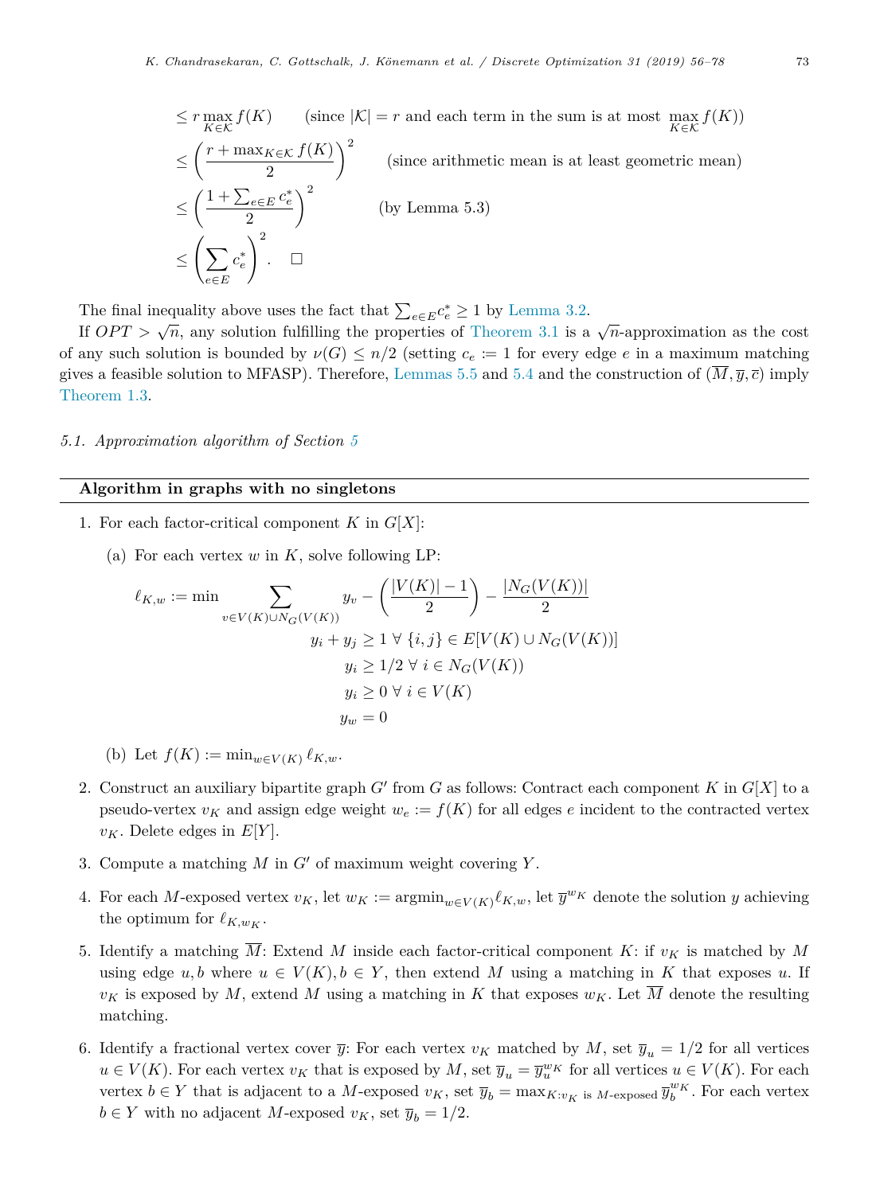$$
\begin{aligned}
&\leq r \max_{K \in \mathcal{K}} f(K) \qquad \text{(since } |\mathcal{K}| = r \text{ and each term in the sum is at most } \max_{K \in \mathcal{K}} f(K)\text{)} \\
&\leq \left( \frac{r + \max_{K \in \mathcal{K}} f(K)}{2} \right)^2 \qquad \text{(since arithmetic mean is at least geometric mean)} \\
&\leq \left( \frac{1 + \sum_{e \in E} c_e^*}{2} \right)^2 \qquad \text{(by Lemma 5.3)} \\
&\leq \left( \sum_{e \in E} c_e^* \right)^2. \quad \square
\end{aligned}
$$

The final inequality above uses the fact that $\sum_{e \in E} c_e^* \geq 1$ by Lemma 3.2.

If $OPT > \sqrt{n}$, any solution fulfilling the properties of Theorem 3.1 is a $\sqrt{n}$-approximation as the cost of any such solution is bounded by $\nu(G) \leq n/2$ (setting $c_e := 1$ for every edge $e$ in a maximum matching gives a feasible solution to MFASP). Therefore, Lemmas 5.5 and 5.4 and the construction of $(\overline{M}, \overline{y}, \overline{c})$ imply Theorem 1.3.

### 5.1. *Approximation algorithm of Section 5*

---

**Algorithm in graphs with no singletons**

---

1. For each factor-critical component $K$ in $G[X]$:

   (a) For each vertex $w$ in $K$, solve following LP:

$$
\begin{aligned}
\ell_{K,w} := \min \sum_{v \in V(K) \cup N_G(V(K))} & y_v - \left( \frac{|V(K)| - 1}{2} \right) - \frac{|N_G(V(K))|}{2} \\
y_i + y_j &\geq 1 \ \forall \ \{i, j\} \in E[V(K) \cup N_G(V(K))] \\
y_i &\geq 1/2 \ \forall \ i \in N_G(V(K)) \\
y_i &\geq 0 \ \forall \ i \in V(K) \\
y_w &= 0
\end{aligned}
$$

   (b) Let $f(K) := \min_{w \in V(K)} \ell_{K,w}$.

2. Construct an auxiliary bipartite graph $G'$ from $G$ as follows: Contract each component $K$ in $G[X]$ to a pseudo-vertex $v_K$ and assign edge weight $w_e := f(K)$ for all edges $e$ incident to the contracted vertex $v_K$. Delete edges in $E[Y]$.

3. Compute a matching $M$ in $G'$ of maximum weight covering $Y$.

4. For each $M$-exposed vertex $v_K$, let $w_K := \text{argmin}_{w \in V(K)} \ell_{K,w}$, let $\overline{y}^{w_K}$ denote the solution $y$ achieving the optimum for $\ell_{K,w_K}$.

5. Identify a matching $\overline{M}$: Extend $M$ inside each factor-critical component $K$: if $v_K$ is matched by $M$ using edge $u, b$ where $u \in V(K), b \in Y$, then extend $M$ using a matching in $K$ that exposes $u$. If $v_K$ is exposed by $M$, extend $M$ using a matching in $K$ that exposes $w_K$. Let $\overline{M}$ denote the resulting matching.

6. Identify a fractional vertex cover $\overline{y}$: For each vertex $v_K$ matched by $M$, set $\overline{y}_u = 1/2$ for all vertices $u \in V(K)$. For each vertex $v_K$ that is exposed by $M$, set $\overline{y}_u = \overline{y}_u^{w_K}$ for all vertices $u \in V(K)$. For each vertex $b \in Y$ that is adjacent to a $M$-exposed $v_K$, set $\overline{y}_b = \max_{K : v_K \text{ is } M\text{-exposed}} \overline{y}_b^{w_K}$. For each vertex $b \in Y$ with no adjacent $M$-exposed $v_K$, set $\overline{y}_b = 1/2$.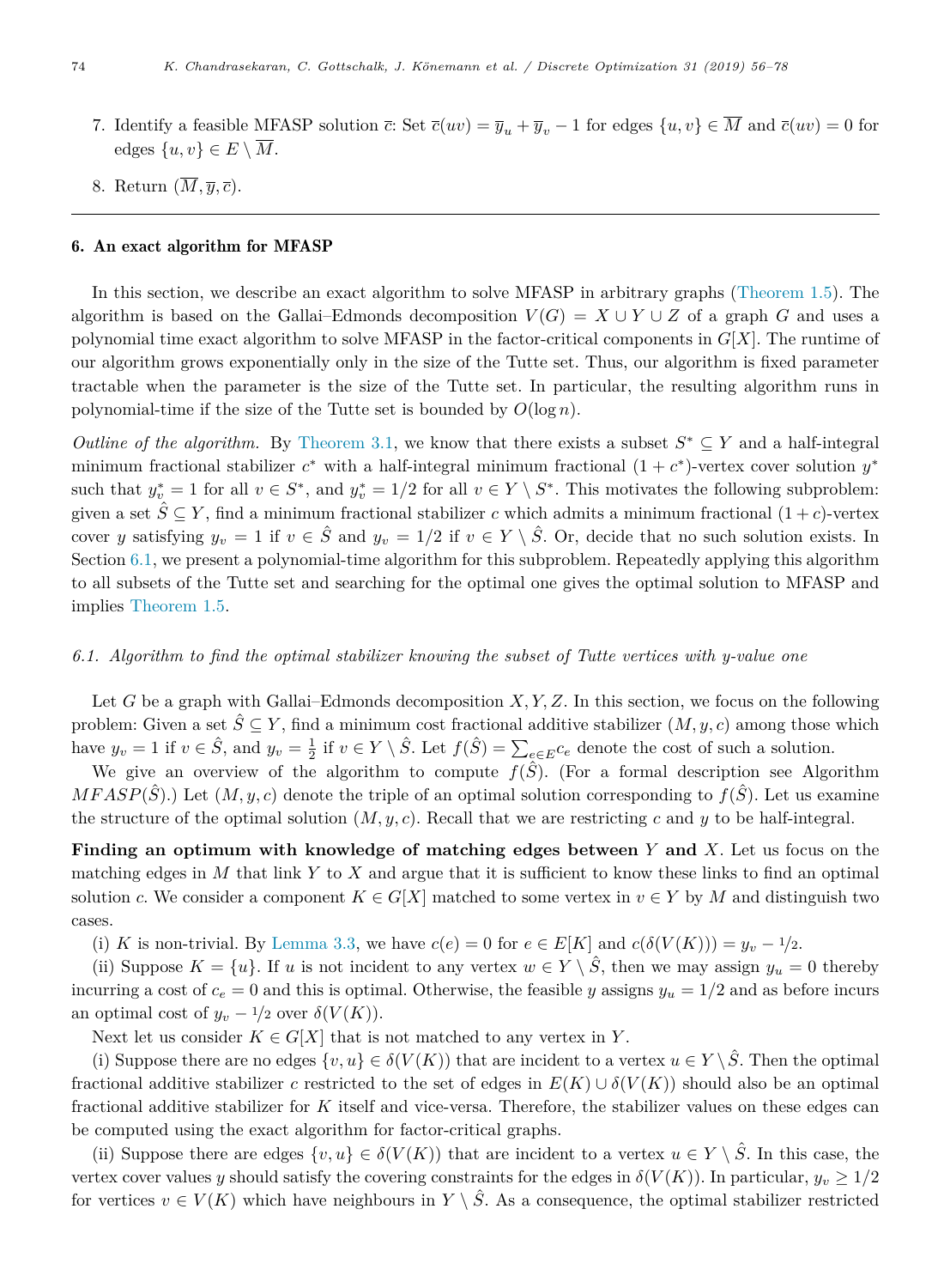7. Identify a feasible MFASP solution $\overline{c}$: Set $\overline{c}(uv) = \overline{y}_u + \overline{y}_v - 1$ for edges $\{u, v\} \in \overline{M}$ and $\overline{c}(uv) = 0$ for edges $\{u, v\} \in E \setminus \overline{M}$.
8. Return $(\overline{M}, \overline{y}, \overline{c})$.

---

## 6. An exact algorithm for MFASP

In this section, we describe an exact algorithm to solve MFASP in arbitrary graphs (Theorem 1.5). The algorithm is based on the Gallai–Edmonds decomposition $V(G) = X \cup Y \cup Z$ of a graph $G$ and uses a polynomial time exact algorithm to solve MFASP in the factor-critical components in $G[X]$. The runtime of our algorithm grows exponentially only in the size of the Tutte set. Thus, our algorithm is fixed parameter tractable when the parameter is the size of the Tutte set. In particular, the resulting algorithm runs in polynomial-time if the size of the Tutte set is bounded by $O(\log n)$.

*Outline of the algorithm.* By Theorem 3.1, we know that there exists a subset $S^* \subseteq Y$ and a half-integral minimum fractional stabilizer $c^*$ with a half-integral minimum fractional $(1 + c^*)$-vertex cover solution $y^*$ such that $y^*_v = 1$ for all $v \in S^*$, and $y^*_v = 1/2$ for all $v \in Y \setminus S^*$. This motivates the following subproblem: given a set $\hat{S} \subseteq Y$, find a minimum fractional stabilizer $c$ which admits a minimum fractional $(1 + c)$-vertex cover $y$ satisfying $y_v = 1$ if $v \in \hat{S}$ and $y_v = 1/2$ if $v \in Y \setminus \hat{S}$. Or, decide that no such solution exists. In Section 6.1, we present a polynomial-time algorithm for this subproblem. Repeatedly applying this algorithm to all subsets of the Tutte set and searching for the optimal one gives the optimal solution to MFASP and implies Theorem 1.5.

### 6.1. Algorithm to find the optimal stabilizer knowing the subset of Tutte vertices with y-value one

Let $G$ be a graph with Gallai–Edmonds decomposition $X, Y, Z$. In this section, we focus on the following problem: Given a set $\hat{S} \subseteq Y$, find a minimum cost fractional additive stabilizer $(M, y, c)$ among those which have $y_v = 1$ if $v \in \hat{S}$, and $y_v = \frac{1}{2}$ if $v \in Y \setminus \hat{S}$. Let $f(\hat{S}) = \sum_{e \in E} c_e$ denote the cost of such a solution.

We give an overview of the algorithm to compute $f(\hat{S})$. (For a formal description see Algorithm $MFASP(\hat{S})$.) Let $(M, y, c)$ denote the triple of an optimal solution corresponding to $f(\hat{S})$. Let us examine the structure of the optimal solution $(M, y, c)$. Recall that we are restricting $c$ and $y$ to be half-integral.

**Finding an optimum with knowledge of matching edges between $Y$ and $X$.** Let us focus on the matching edges in $M$ that link $Y$ to $X$ and argue that it is sufficient to know these links to find an optimal solution $c$. We consider a component $K \in G[X]$ matched to some vertex in $v \in Y$ by $M$ and distinguish two cases.

(i) $K$ is non-trivial. By Lemma 3.3, we have $c(e) = 0$ for $e \in E[K]$ and $c(\delta(V(K))) = y_v - 1/2$.

(ii) Suppose $K = \{u\}$. If $u$ is not incident to any vertex $w \in Y \setminus \hat{S}$, then we may assign $y_u = 0$ thereby incurring a cost of $c_e = 0$ and this is optimal. Otherwise, the feasible $y$ assigns $y_u = 1/2$ and as before incurs an optimal cost of $y_v - 1/2$ over $\delta(V(K))$.

Next let us consider $K \in G[X]$ that is not matched to any vertex in $Y$.

(i) Suppose there are no edges $\{v, u\} \in \delta(V(K))$ that are incident to a vertex $u \in Y \setminus \hat{S}$. Then the optimal fractional additive stabilizer $c$ restricted to the set of edges in $E(K) \cup \delta(V(K))$ should also be an optimal fractional additive stabilizer for $K$ itself and vice-versa. Therefore, the stabilizer values on these edges can be computed using the exact algorithm for factor-critical graphs.

(ii) Suppose there are edges $\{v, u\} \in \delta(V(K))$ that are incident to a vertex $u \in Y \setminus \hat{S}$. In this case, the vertex cover values $y$ should satisfy the covering constraints for the edges in $\delta(V(K))$. In particular, $y_v \geq 1/2$ for vertices $v \in V(K)$ which have neighbours in $Y \setminus \hat{S}$. As a consequence, the optimal stabilizer restricted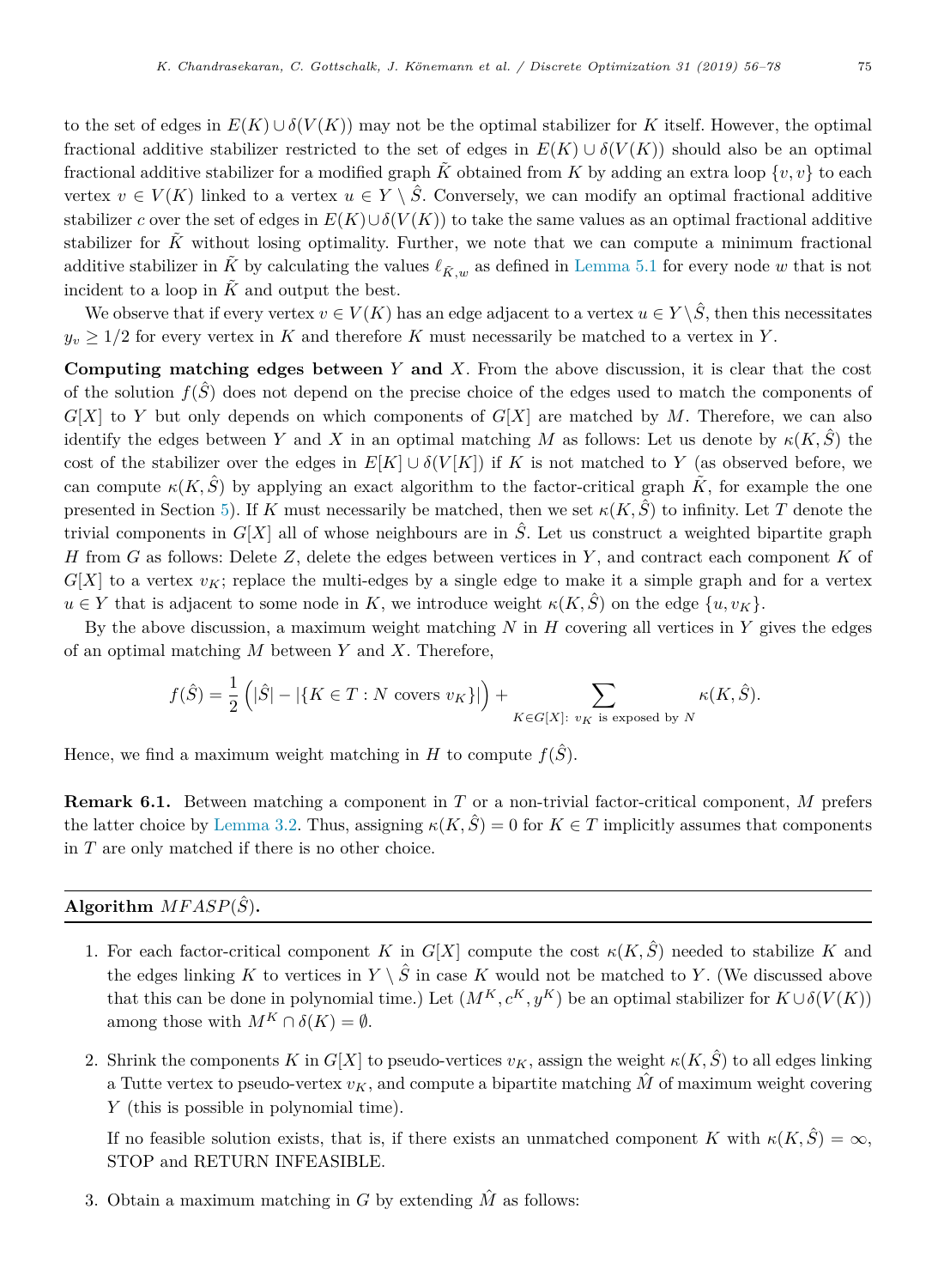to the set of edges in $E(K) \cup \delta(V(K))$ may not be the optimal stabilizer for $K$ itself. However, the optimal fractional additive stabilizer restricted to the set of edges in $E(K) \cup \delta(V(K))$ should also be an optimal fractional additive stabilizer for a modified graph $\tilde{K}$ obtained from $K$ by adding an extra loop $\{v, v\}$ to each vertex $v \in V(K)$ linked to a vertex $u \in Y \setminus \hat{S}$. Conversely, we can modify an optimal fractional additive stabilizer $c$ over the set of edges in $E(K) \cup \delta(V(K))$ to take the same values as an optimal fractional additive stabilizer for $\tilde{K}$ without losing optimality. Further, we note that we can compute a minimum fractional additive stabilizer in $\tilde{K}$ by calculating the values $\ell_{\tilde{K},w}$ as defined in Lemma 5.1 for every node $w$ that is not incident to a loop in $\tilde{K}$ and output the best.

We observe that if every vertex $v \in V(K)$ has an edge adjacent to a vertex $u \in Y \setminus \hat{S}$, then this necessitates $y_v \geq 1/2$ for every vertex in $K$ and therefore $K$ must necessarily be matched to a vertex in $Y$.

**Computing matching edges between $Y$ and $X$.** From the above discussion, it is clear that the cost of the solution $f(\hat{S})$ does not depend on the precise choice of the edges used to match the components of $G[X]$ to $Y$ but only depends on which components of $G[X]$ are matched by $M$. Therefore, we can also identify the edges between $Y$ and $X$ in an optimal matching $M$ as follows: Let us denote by $\kappa(K, \hat{S})$ the cost of the stabilizer over the edges in $E[K] \cup \delta(V[K])$ if $K$ is not matched to $Y$ (as observed before, we can compute $\kappa(K, \hat{S})$ by applying an exact algorithm to the factor-critical graph $\tilde{K}$, for example the one presented in Section 5). If $K$ must necessarily be matched, then we set $\kappa(K, \hat{S})$ to infinity. Let $T$ denote the trivial components in $G[X]$ all of whose neighbours are in $\hat{S}$. Let us construct a weighted bipartite graph $H$ from $G$ as follows: Delete $Z$, delete the edges between vertices in $Y$, and contract each component $K$ of $G[X]$ to a vertex $v_K$; replace the multi-edges by a single edge to make it a simple graph and for a vertex $u \in Y$ that is adjacent to some node in $K$, we introduce weight $\kappa(K, \hat{S})$ on the edge $\{u, v_K\}$.

By the above discussion, a maximum weight matching $N$ in $H$ covering all vertices in $Y$ gives the edges of an optimal matching $M$ between $Y$ and $X$. Therefore,

$$f(\hat{S}) = \frac{1}{2}\left(|\hat{S}| - |\{K \in T : N \text{ covers } v_K\}|\right) + \sum_{K \in G[X]:\ v_K \text{ is exposed by } N} \kappa(K, \hat{S}).$$

Hence, we find a maximum weight matching in $H$ to compute $f(\hat{S})$.

**Remark 6.1.** Between matching a component in $T$ or a non-trivial factor-critical component, $M$ prefers the latter choice by Lemma 3.2. Thus, assigning $\kappa(K, \hat{S}) = 0$ for $K \in T$ implicitly assumes that components in $T$ are only matched if there is no other choice.

---

**Algorithm $MFASP(\hat{S})$.**

---

1. For each factor-critical component $K$ in $G[X]$ compute the cost $\kappa(K, \hat{S})$ needed to stabilize $K$ and the edges linking $K$ to vertices in $Y \setminus \hat{S}$ in case $K$ would not be matched to $Y$. (We discussed above that this can be done in polynomial time.) Let $(M^K, c^K, y^K)$ be an optimal stabilizer for $K \cup \delta(V(K))$ among those with $M^K \cap \delta(K) = \emptyset$.

2. Shrink the components $K$ in $G[X]$ to pseudo-vertices $v_K$, assign the weight $\kappa(K, \hat{S})$ to all edges linking a Tutte vertex to pseudo-vertex $v_K$, and compute a bipartite matching $\hat{M}$ of maximum weight covering $Y$ (this is possible in polynomial time).

   If no feasible solution exists, that is, if there exists an unmatched component $K$ with $\kappa(K, \hat{S}) = \infty$, STOP and RETURN INFEASIBLE.

3. Obtain a maximum matching in $G$ by extending $\hat{M}$ as follows: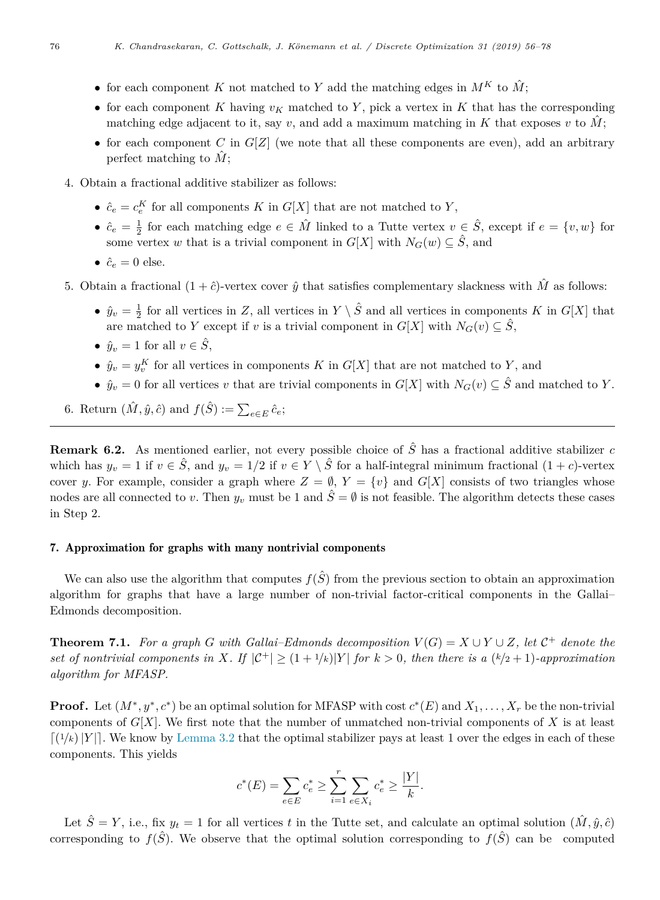- for each component $K$ not matched to $Y$ add the matching edges in $M^K$ to $\hat{M}$;
- for each component $K$ having $v_K$ matched to $Y$, pick a vertex in $K$ that has the corresponding matching edge adjacent to it, say $v$, and add a maximum matching in $K$ that exposes $v$ to $\hat{M}$;
- for each component $C$ in $G[Z]$ (we note that all these components are even), add an arbitrary perfect matching to $\hat{M}$;

4. Obtain a fractional additive stabilizer as follows:
   - $\hat{c}_e = c_e^K$ for all components $K$ in $G[X]$ that are not matched to $Y$,
   - $\hat{c}_e = \frac{1}{2}$ for each matching edge $e \in \hat{M}$ linked to a Tutte vertex $v \in \hat{S}$, except if $e = \{v, w\}$ for some vertex $w$ that is a trivial component in $G[X]$ with $N_G(w) \subseteq \hat{S}$, and
   - $\hat{c}_e = 0$ else.
5. Obtain a fractional $(1 + \hat{c})$-vertex cover $\hat{y}$ that satisfies complementary slackness with $\hat{M}$ as follows:
   - $\hat{y}_v = \frac{1}{2}$ for all vertices in $Z$, all vertices in $Y \setminus \hat{S}$ and all vertices in components $K$ in $G[X]$ that are matched to $Y$ except if $v$ is a trivial component in $G[X]$ with $N_G(v) \subseteq \hat{S}$,
   - $\hat{y}_v = 1$ for all $v \in \hat{S}$,
   - $\hat{y}_v = y_v^K$ for all vertices in components $K$ in $G[X]$ that are not matched to $Y$, and
   - $\hat{y}_v = 0$ for all vertices $v$ that are trivial components in $G[X]$ with $N_G(v) \subseteq \hat{S}$ and matched to $Y$.
6. Return $(\hat{M}, \hat{y}, \hat{c})$ and $f(\hat{S}) := \sum_{e \in E} \hat{c}_e$;

---

**Remark 6.2.** As mentioned earlier, not every possible choice of $\hat{S}$ has a fractional additive stabilizer $c$ which has $y_v = 1$ if $v \in \hat{S}$, and $y_v = 1/2$ if $v \in Y \setminus \hat{S}$ for a half-integral minimum fractional $(1 + c)$-vertex cover $y$. For example, consider a graph where $Z = \emptyset$, $Y = \{v\}$ and $G[X]$ consists of two triangles whose nodes are all connected to $v$. Then $y_v$ must be 1 and $\hat{S} = \emptyset$ is not feasible. The algorithm detects these cases in Step 2.

## 7. Approximation for graphs with many nontrivial components

We can also use the algorithm that computes $f(\hat{S})$ from the previous section to obtain an approximation algorithm for graphs that have a large number of non-trivial factor-critical components in the Gallai–Edmonds decomposition.

**Theorem 7.1.** *For a graph $G$ with Gallai–Edmonds decomposition $V(G) = X \cup Y \cup Z$, let $\mathcal{C}^+$ denote the set of nontrivial components in $X$. If $|\mathcal{C}^+| \geq (1 + 1/k)|Y|$ for $k > 0$, then there is a $(k/2 + 1)$-approximation algorithm for MFASP.*

**Proof.** Let $(M^*, y^*, c^*)$ be an optimal solution for MFASP with cost $c^*(E)$ and $X_1, \dots, X_r$ be the non-trivial components of $G[X]$. We first note that the number of unmatched non-trivial components of $X$ is at least $\lceil (1/k) |Y| \rceil$. We know by Lemma 3.2 that the optimal stabilizer pays at least 1 over the edges in each of these components. This yields

$$c^*(E) = \sum_{e \in E} c_e^* \geq \sum_{i=1}^{r} \sum_{e \in X_i} c_e^* \geq \frac{|Y|}{k}.$$

Let $\hat{S} = Y$, i.e., fix $y_t = 1$ for all vertices $t$ in the Tutte set, and calculate an optimal solution $(\hat{M}, \hat{y}, \hat{c})$ corresponding to $f(\hat{S})$. We observe that the optimal solution corresponding to $f(\hat{S})$ can be computed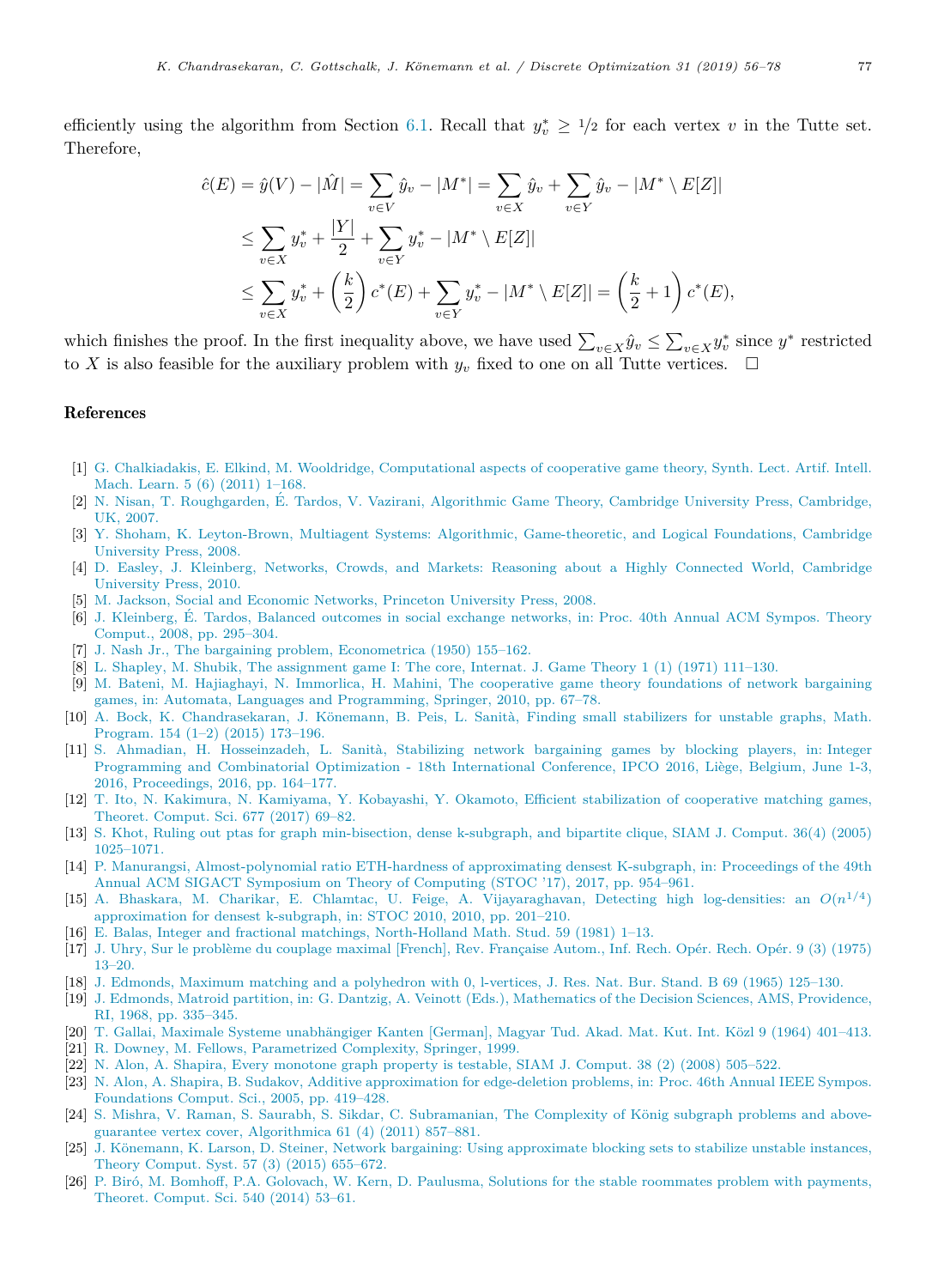efficiently using the algorithm from Section 6.1. Recall that $y_v^* \geq 1/2$ for each vertex $v$ in the Tutte set. Therefore,

$$
\begin{aligned}
\hat{c}(E) = \hat{y}(V) - |\hat{M}| &= \sum_{v \in V} \hat{y}_v - |M^*| = \sum_{v \in X} \hat{y}_v + \sum_{v \in Y} \hat{y}_v - |M^* \setminus E[Z]| \\
&\leq \sum_{v \in X} y_v^* + \frac{|Y|}{2} + \sum_{v \in Y} y_v^* - |M^* \setminus E[Z]| \\
&\leq \sum_{v \in X} y_v^* + \left(\frac{k}{2}\right) c^*(E) + \sum_{v \in Y} y_v^* - |M^* \setminus E[Z]| = \left(\frac{k}{2} + 1\right) c^*(E),
\end{aligned}
$$

which finishes the proof. In the first inequality above, we have used $\sum_{v \in X} \hat{y}_v \leq \sum_{v \in X} y_v^*$ since $y^*$ restricted to $X$ is also feasible for the auxiliary problem with $y_v$ fixed to one on all Tutte vertices. $\square$

## References

[1] G. Chalkiadakis, E. Elkind, M. Wooldridge, Computational aspects of cooperative game theory, Synth. Lect. Artif. Intell. Mach. Learn. 5 (6) (2011) 1–168.

[2] N. Nisan, T. Roughgarden, É. Tardos, V. Vazirani, Algorithmic Game Theory, Cambridge University Press, Cambridge, UK, 2007.

[3] Y. Shoham, K. Leyton-Brown, Multiagent Systems: Algorithmic, Game-theoretic, and Logical Foundations, Cambridge University Press, 2008.

[4] D. Easley, J. Kleinberg, Networks, Crowds, and Markets: Reasoning about a Highly Connected World, Cambridge University Press, 2010.

[5] M. Jackson, Social and Economic Networks, Princeton University Press, 2008.

[6] J. Kleinberg, É. Tardos, Balanced outcomes in social exchange networks, in: Proc. 40th Annual ACM Sympos. Theory Comput., 2008, pp. 295–304.

[7] J. Nash Jr., The bargaining problem, Econometrica (1950) 155–162.

[8] L. Shapley, M. Shubik, The assignment game I: The core, Internat. J. Game Theory 1 (1) (1971) 111–130.

[9] M. Bateni, M. Hajiaghayi, N. Immorlica, H. Mahini, The cooperative game theory foundations of network bargaining games, in: Automata, Languages and Programming, Springer, 2010, pp. 67–78.

[10] A. Bock, K. Chandrasekaran, J. Könemann, B. Peis, L. Sanità, Finding small stabilizers for unstable graphs, Math. Program. 154 (1–2) (2015) 173–196.

[11] S. Ahmadian, H. Hosseinzadeh, L. Sanità, Stabilizing network bargaining games by blocking players, in: Integer Programming and Combinatorial Optimization - 18th International Conference, IPCO 2016, Liège, Belgium, June 1-3, 2016, Proceedings, 2016, pp. 164–177.

[12] T. Ito, N. Kakimura, N. Kamiyama, Y. Kobayashi, Y. Okamoto, Efficient stabilization of cooperative matching games, Theoret. Comput. Sci. 677 (2017) 69–82.

[13] S. Khot, Ruling out ptas for graph min-bisection, dense k-subgraph, and bipartite clique, SIAM J. Comput. 36(4) (2005) 1025–1071.

[14] P. Manurangsi, Almost-polynomial ratio ETH-hardness of approximating densest K-subgraph, in: Proceedings of the 49th Annual ACM SIGACT Symposium on Theory of Computing (STOC '17), 2017, pp. 954–961.

[15] A. Bhaskara, M. Charikar, E. Chlamtac, U. Feige, A. Vijayaraghavan, Detecting high log-densities: an $O(n^{1/4})$ approximation for densest k-subgraph, in: STOC 2010, 2010, pp. 201–210.

[16] E. Balas, Integer and fractional matchings, North-Holland Math. Stud. 59 (1981) 1–13.

[17] J. Uhry, Sur le problème du couplage maximal [French], Rev. Française Autom., Inf. Rech. Opér. Rech. Opér. 9 (3) (1975) 13–20.

[18] J. Edmonds, Maximum matching and a polyhedron with 0, l-vertices, J. Res. Nat. Bur. Stand. B 69 (1965) 125–130.

[19] J. Edmonds, Matroid partition, in: G. Dantzig, A. Veinott (Eds.), Mathematics of the Decision Sciences, AMS, Providence, RI, 1968, pp. 335–345.

[20] T. Gallai, Maximale Systeme unabhängiger Kanten [German], Magyar Tud. Akad. Mat. Kut. Int. Közl 9 (1964) 401–413.

[21] R. Downey, M. Fellows, Parametrized Complexity, Springer, 1999.

[22] N. Alon, A. Shapira, Every monotone graph property is testable, SIAM J. Comput. 38 (2) (2008) 505–522.

[23] N. Alon, A. Shapira, B. Sudakov, Additive approximation for edge-deletion problems, in: Proc. 46th Annual IEEE Sympos. Foundations Comput. Sci., 2005, pp. 419–428.

[24] S. Mishra, V. Raman, S. Saurabh, S. Sikdar, C. Subramanian, The Complexity of König subgraph problems and above-guarantee vertex cover, Algorithmica 61 (4) (2011) 857–881.

[25] J. Könemann, K. Larson, D. Steiner, Network bargaining: Using approximate blocking sets to stabilize unstable instances, Theory Comput. Syst. 57 (3) (2015) 655–672.

[26] P. Biró, M. Bomhoff, P.A. Golovach, W. Kern, D. Paulusma, Solutions for the stable roommates problem with payments, Theoret. Comput. Sci. 540 (2014) 53–61.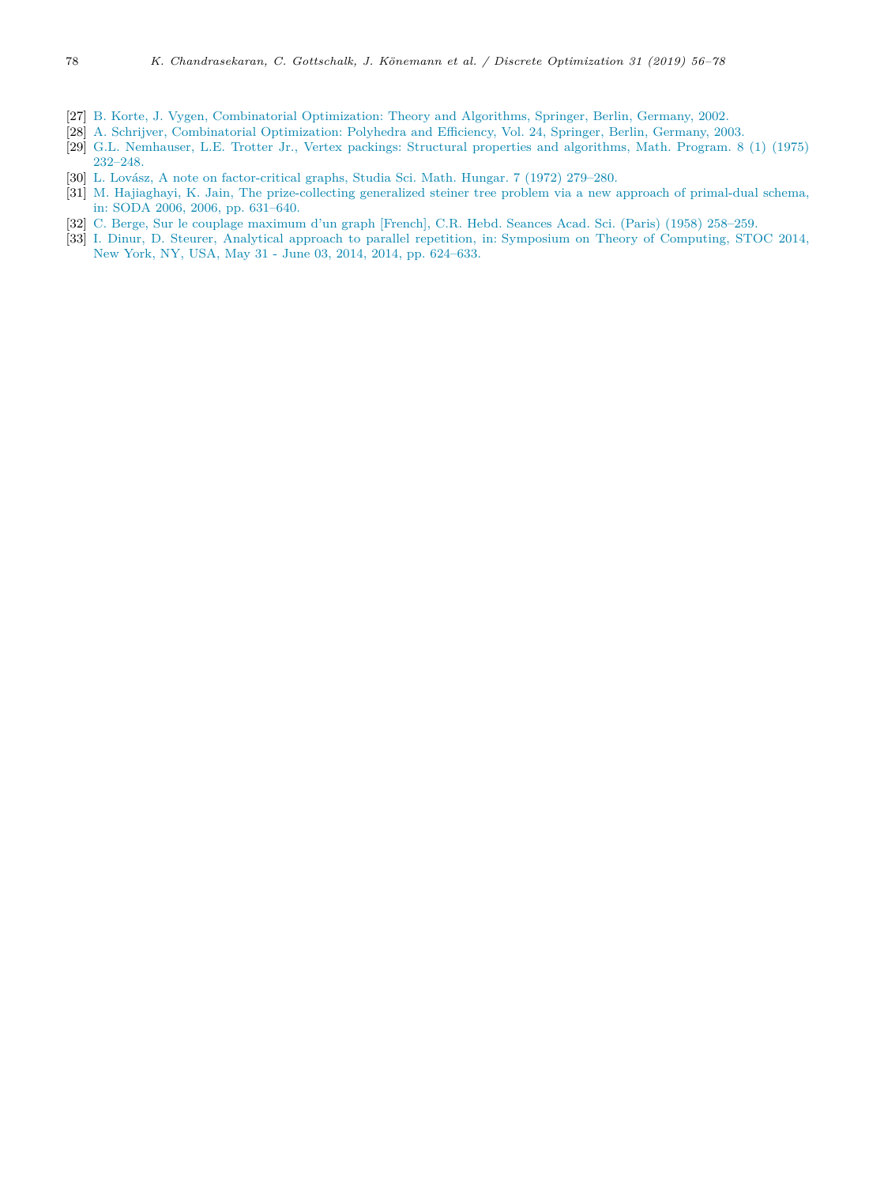[27] B. Korte, J. Vygen, Combinatorial Optimization: Theory and Algorithms, Springer, Berlin, Germany, 2002.

[28] A. Schrijver, Combinatorial Optimization: Polyhedra and Efficiency, Vol. 24, Springer, Berlin, Germany, 2003.

[29] G.L. Nemhauser, L.E. Trotter Jr., Vertex packings: Structural properties and algorithms, Math. Program. 8 (1) (1975) 232–248.

[30] L. Lovász, A note on factor-critical graphs, Studia Sci. Math. Hungar. 7 (1972) 279–280.

[31] M. Hajiaghayi, K. Jain, The prize-collecting generalized steiner tree problem via a new approach of primal-dual schema, in: SODA 2006, 2006, pp. 631–640.

[32] C. Berge, Sur le couplage maximum d'un graph [French], C.R. Hebd. Seances Acad. Sci. (Paris) (1958) 258–259.

[33] I. Dinur, D. Steurer, Analytical approach to parallel repetition, in: Symposium on Theory of Computing, STOC 2014, New York, NY, USA, May 31 - June 03, 2014, 2014, pp. 624–633.